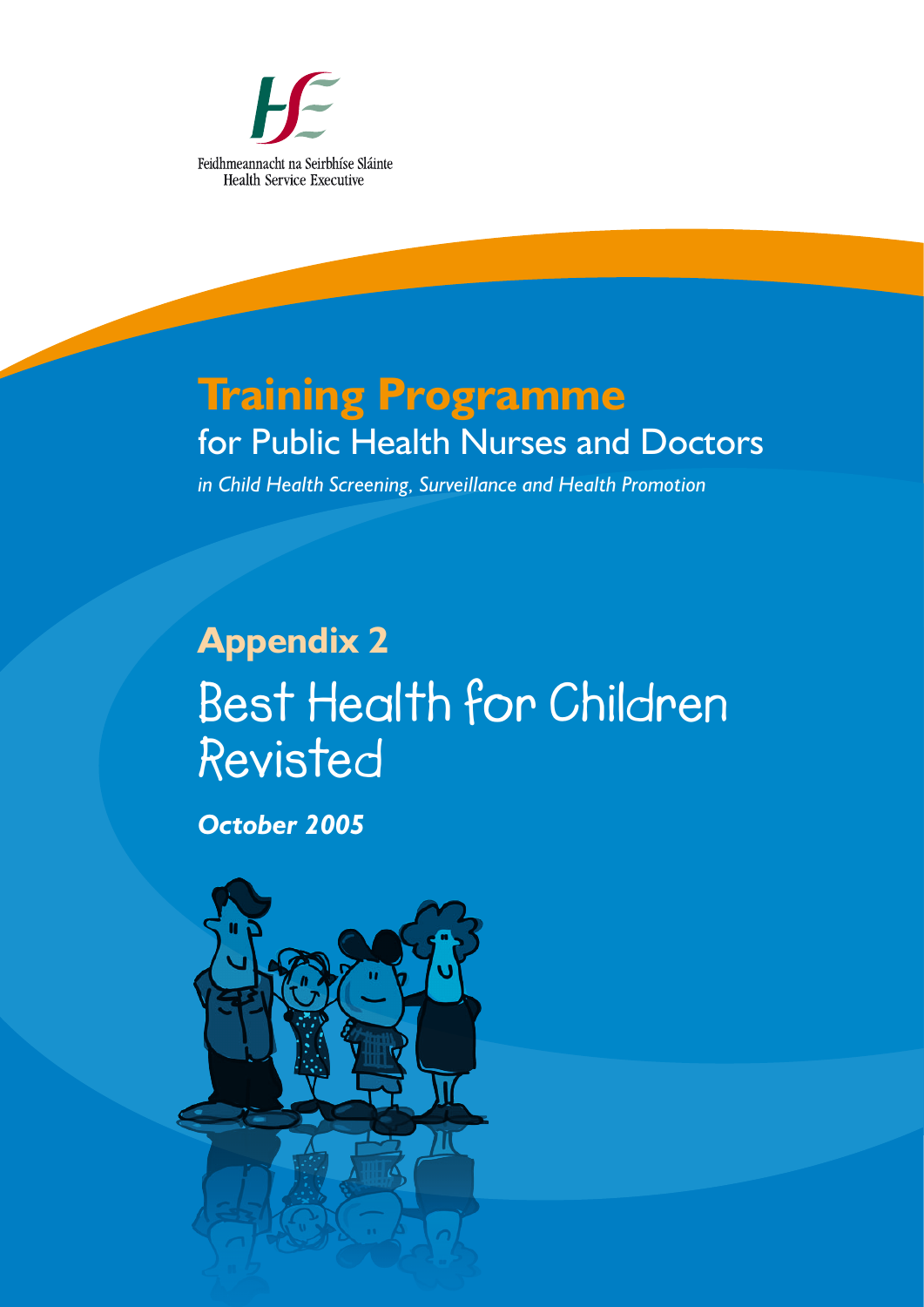Feidhmeannacht na Seirbhíse Sláinte
Health Service Executive

# Training Programme

## for Public Health Nurses and Doctors

*in Child Health Screening, Surveillance and Health Promotion*

## Appendix 2

# Best Health for Children Revisted

***October 2005***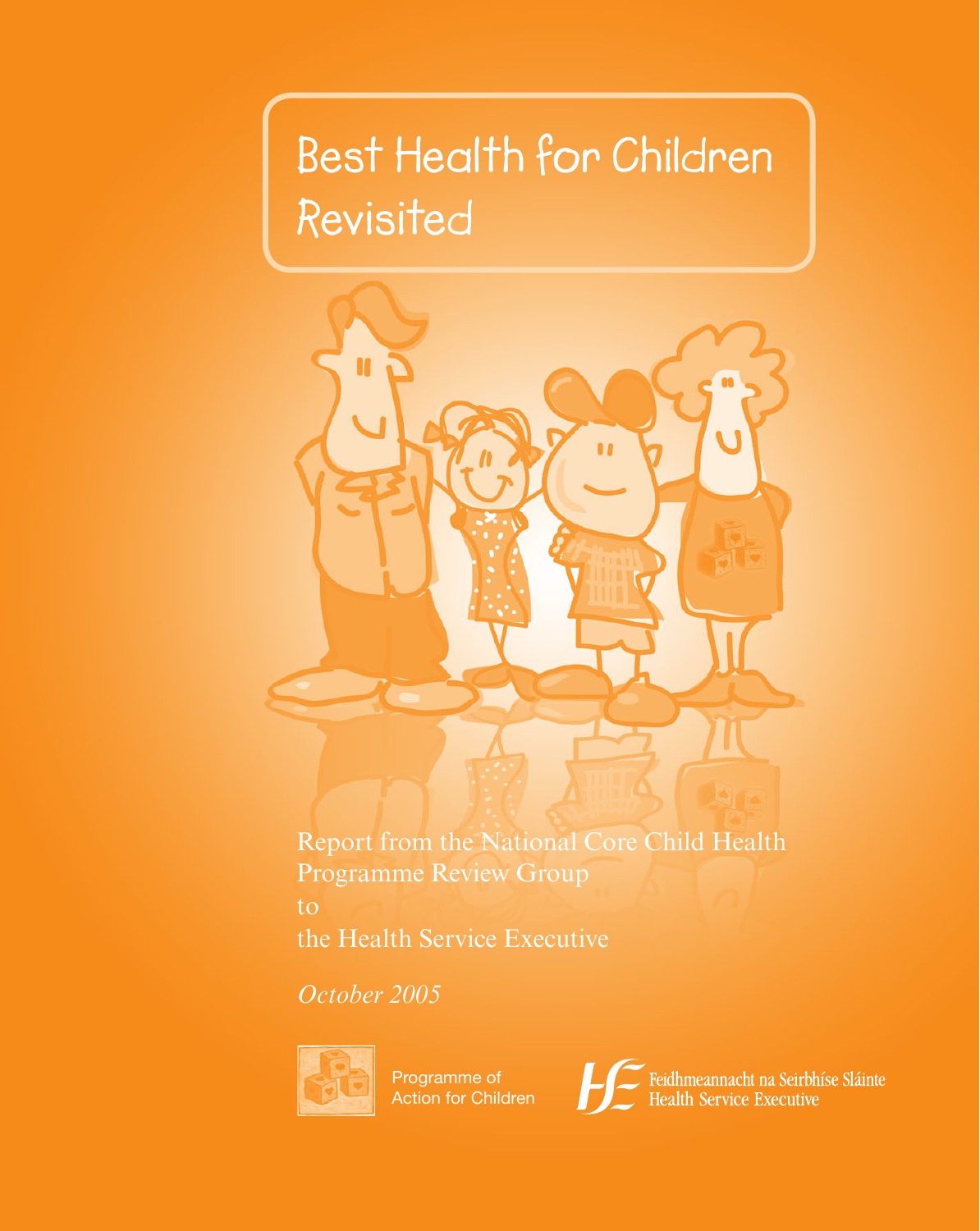# Best Health for Children Revisited

Report from the National Core Child Health Programme Review Group
to
the Health Service Executive

*October 2005*

Programme of Action for Children

Feidhmeannacht na Seirbhíse Sláinte
Health Service Executive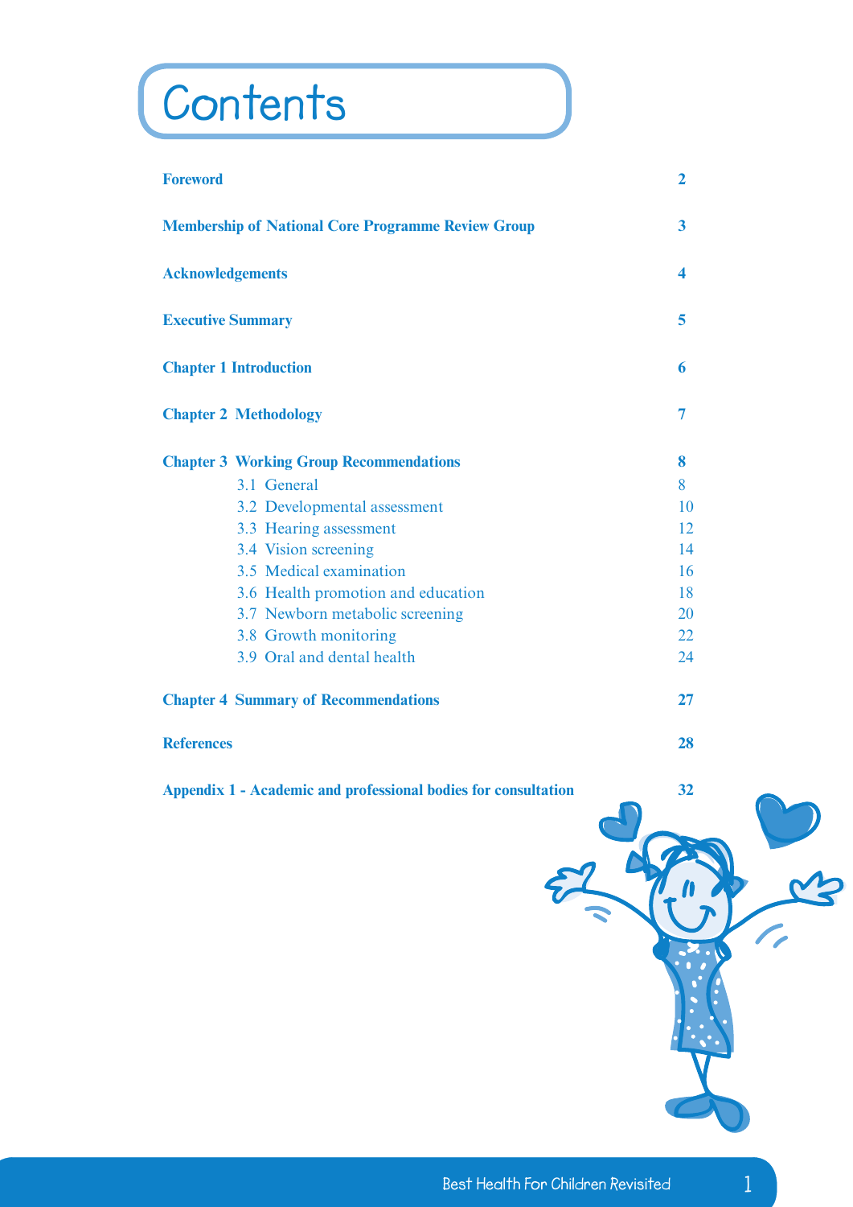# Contents

| | |
|---|---|
| **Foreword** | **2** |
| **Membership of National Core Programme Review Group** | **3** |
| **Acknowledgements** | **4** |
| **Executive Summary** | **5** |
| **Chapter 1 Introduction** | **6** |
| **Chapter 2 Methodology** | **7** |
| **Chapter 3 Working Group Recommendations** | **8** |
| 3.1 General | 8 |
| 3.2 Developmental assessment | 10 |
| 3.3 Hearing assessment | 12 |
| 3.4 Vision screening | 14 |
| 3.5 Medical examination | 16 |
| 3.6 Health promotion and education | 18 |
| 3.7 Newborn metabolic screening | 20 |
| 3.8 Growth monitoring | 22 |
| 3.9 Oral and dental health | 24 |
| **Chapter 4 Summary of Recommendations** | **27** |
| **References** | **28** |
| **Appendix 1 - Academic and professional bodies for consultation** | **32** |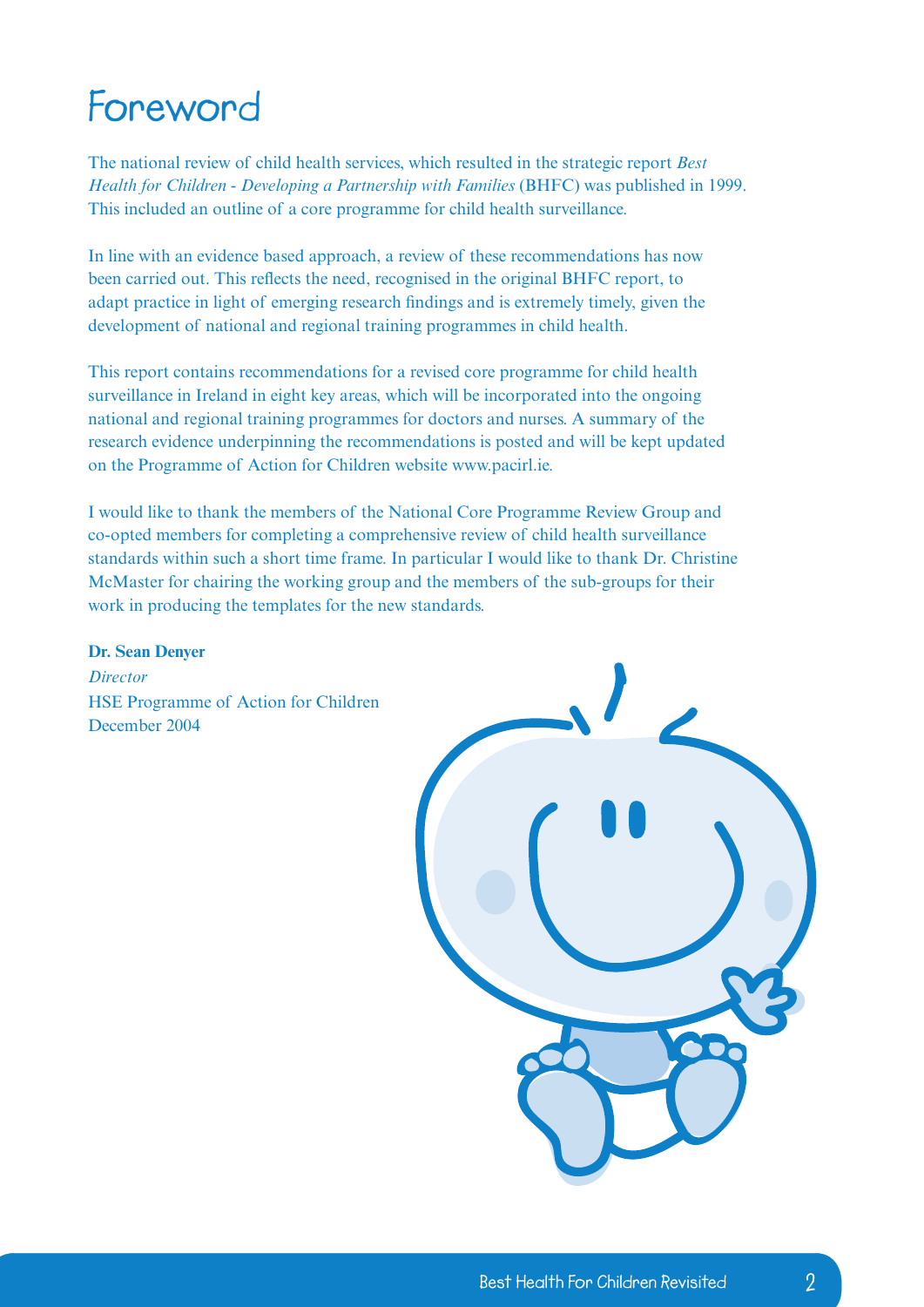# Foreword

The national review of child health services, which resulted in the strategic report *Best Health for Children - Developing a Partnership with Families* (BHFC) was published in 1999. This included an outline of a core programme for child health surveillance.

In line with an evidence based approach, a review of these recommendations has now been carried out. This reflects the need, recognised in the original BHFC report, to adapt practice in light of emerging research findings and is extremely timely, given the development of national and regional training programmes in child health.

This report contains recommendations for a revised core programme for child health surveillance in Ireland in eight key areas, which will be incorporated into the ongoing national and regional training programmes for doctors and nurses. A summary of the research evidence underpinning the recommendations is posted and will be kept updated on the Programme of Action for Children website www.pacirl.ie.

I would like to thank the members of the National Core Programme Review Group and co-opted members for completing a comprehensive review of child health surveillance standards within such a short time frame. In particular I would like to thank Dr. Christine McMaster for chairing the working group and the members of the sub-groups for their work in producing the templates for the new standards.

**Dr. Sean Denyer**
*Director*
HSE Programme of Action for Children
December 2004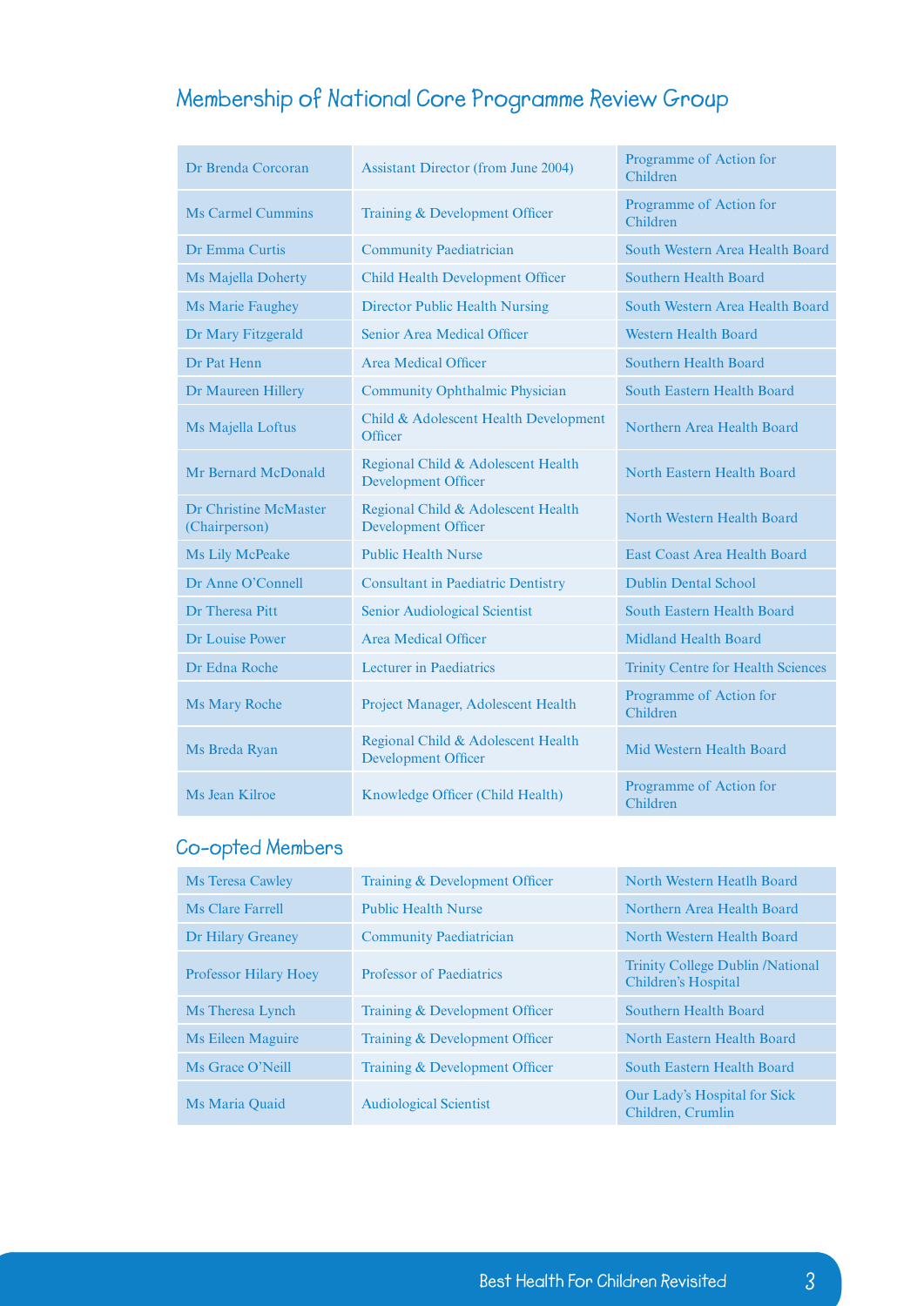## Membership of National Core Programme Review Group

| | | |
|---|---|---|
| Dr Brenda Corcoran | Assistant Director (from June 2004) | Programme of Action for Children |
| Ms Carmel Cummins | Training & Development Officer | Programme of Action for Children |
| Dr Emma Curtis | Community Paediatrician | South Western Area Health Board |
| Ms Majella Doherty | Child Health Development Officer | Southern Health Board |
| Ms Marie Faughey | Director Public Health Nursing | South Western Area Health Board |
| Dr Mary Fitzgerald | Senior Area Medical Officer | Western Health Board |
| Dr Pat Henn | Area Medical Officer | Southern Health Board |
| Dr Maureen Hillery | Community Ophthalmic Physician | South Eastern Health Board |
| Ms Majella Loftus | Child & Adolescent Health Development Officer | Northern Area Health Board |
| Mr Bernard McDonald | Regional Child & Adolescent Health Development Officer | North Eastern Health Board |
| Dr Christine McMaster (Chairperson) | Regional Child & Adolescent Health Development Officer | North Western Health Board |
| Ms Lily McPeake | Public Health Nurse | East Coast Area Health Board |
| Dr Anne O'Connell | Consultant in Paediatric Dentistry | Dublin Dental School |
| Dr Theresa Pitt | Senior Audiological Scientist | South Eastern Health Board |
| Dr Louise Power | Area Medical Officer | Midland Health Board |
| Dr Edna Roche | Lecturer in Paediatrics | Trinity Centre for Health Sciences |
| Ms Mary Roche | Project Manager, Adolescent Health | Programme of Action for Children |
| Ms Breda Ryan | Regional Child & Adolescent Health Development Officer | Mid Western Health Board |
| Ms Jean Kilroe | Knowledge Officer (Child Health) | Programme of Action for Children |

### Co-opted Members

| | | |
|---|---|---|
| Ms Teresa Cawley | Training & Development Officer | North Western Heatlh Board |
| Ms Clare Farrell | Public Health Nurse | Northern Area Health Board |
| Dr Hilary Greaney | Community Paediatrician | North Western Health Board |
| Professor Hilary Hoey | Professor of Paediatrics | Trinity College Dublin /National Children's Hospital |
| Ms Theresa Lynch | Training & Development Officer | Southern Health Board |
| Ms Eileen Maguire | Training & Development Officer | North Eastern Health Board |
| Ms Grace O'Neill | Training & Development Officer | South Eastern Health Board |
| Ms Maria Quaid | Audiological Scientist | Our Lady's Hospital for Sick Children, Crumlin |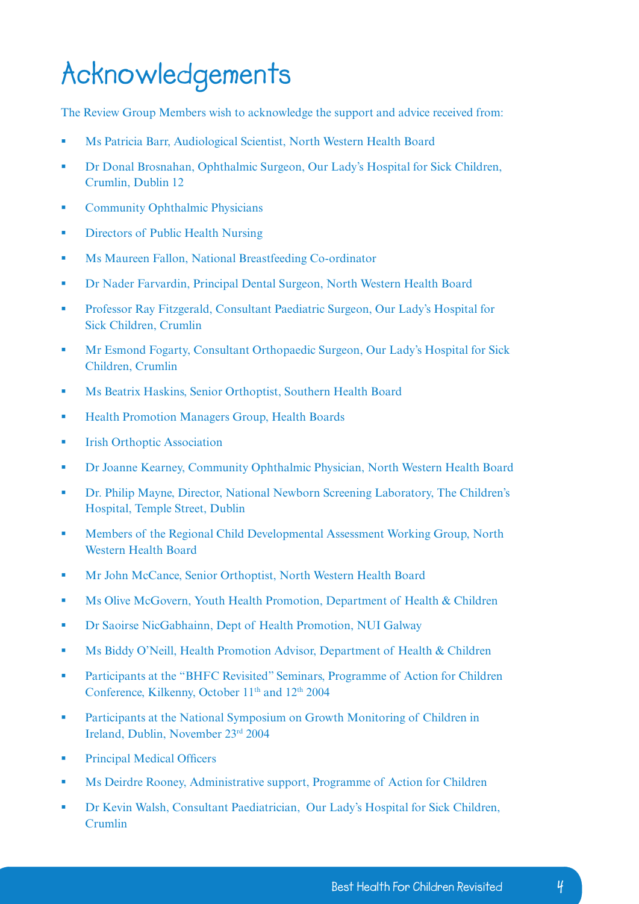# Acknowledgements

The Review Group Members wish to acknowledge the support and advice received from:

- Ms Patricia Barr, Audiological Scientist, North Western Health Board
- Dr Donal Brosnahan, Ophthalmic Surgeon, Our Lady's Hospital for Sick Children, Crumlin, Dublin 12
- Community Ophthalmic Physicians
- Directors of Public Health Nursing
- Ms Maureen Fallon, National Breastfeeding Co-ordinator
- Dr Nader Farvardin, Principal Dental Surgeon, North Western Health Board
- Professor Ray Fitzgerald, Consultant Paediatric Surgeon, Our Lady's Hospital for Sick Children, Crumlin
- Mr Esmond Fogarty, Consultant Orthopaedic Surgeon, Our Lady's Hospital for Sick Children, Crumlin
- Ms Beatrix Haskins, Senior Orthoptist, Southern Health Board
- Health Promotion Managers Group, Health Boards
- Irish Orthoptic Association
- Dr Joanne Kearney, Community Ophthalmic Physician, North Western Health Board
- Dr. Philip Mayne, Director, National Newborn Screening Laboratory, The Children's Hospital, Temple Street, Dublin
- Members of the Regional Child Developmental Assessment Working Group, North Western Health Board
- Mr John McCance, Senior Orthoptist, North Western Health Board
- Ms Olive McGovern, Youth Health Promotion, Department of Health & Children
- Dr Saoirse NicGabhainn, Dept of Health Promotion, NUI Galway
- Ms Biddy O'Neill, Health Promotion Advisor, Department of Health & Children
- Participants at the "BHFC Revisited" Seminars, Programme of Action for Children Conference, Kilkenny, October 11th and 12th 2004
- Participants at the National Symposium on Growth Monitoring of Children in Ireland, Dublin, November 23rd 2004
- Principal Medical Officers
- Ms Deirdre Rooney, Administrative support, Programme of Action for Children
- Dr Kevin Walsh, Consultant Paediatrician, Our Lady's Hospital for Sick Children, Crumlin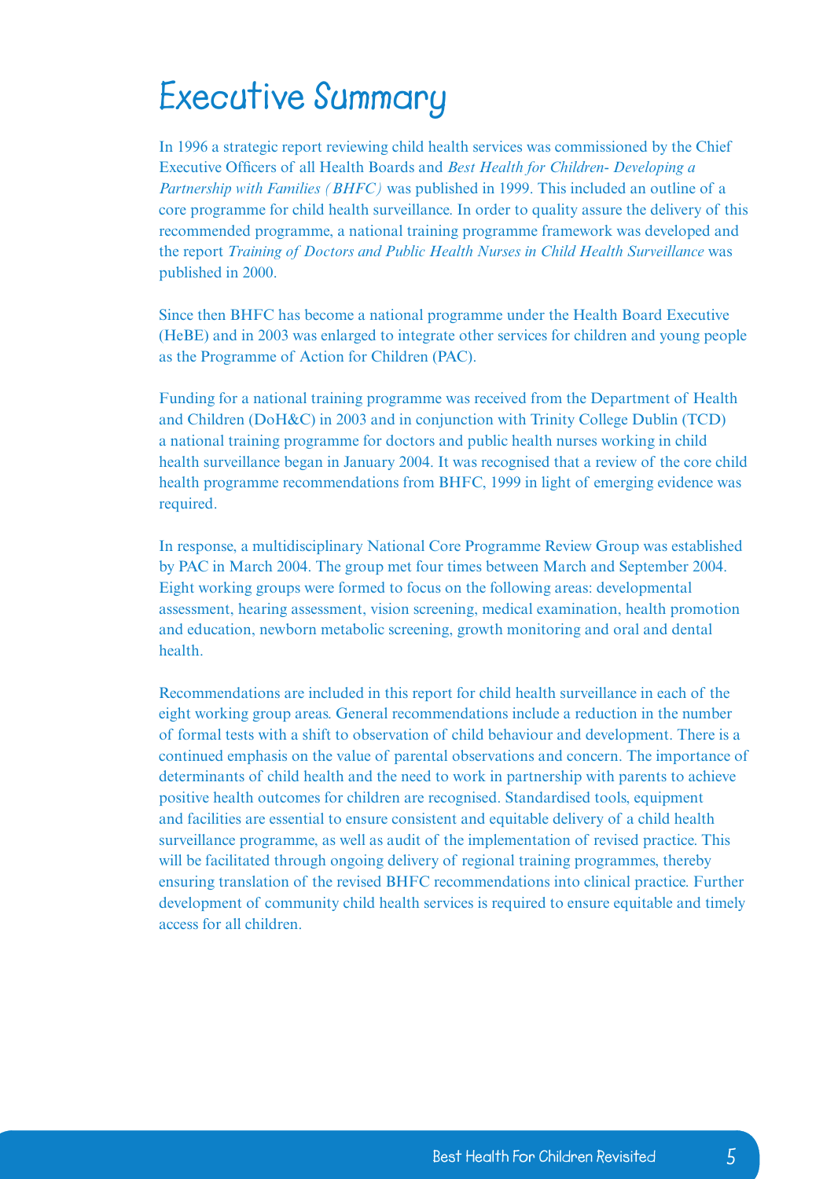# Executive Summary

In 1996 a strategic report reviewing child health services was commissioned by the Chief Executive Officers of all Health Boards and *Best Health for Children- Developing a Partnership with Families (BHFC)* was published in 1999. This included an outline of a core programme for child health surveillance. In order to quality assure the delivery of this recommended programme, a national training programme framework was developed and the report *Training of Doctors and Public Health Nurses in Child Health Surveillance* was published in 2000.

Since then BHFC has become a national programme under the Health Board Executive (HeBE) and in 2003 was enlarged to integrate other services for children and young people as the Programme of Action for Children (PAC).

Funding for a national training programme was received from the Department of Health and Children (DoH&C) in 2003 and in conjunction with Trinity College Dublin (TCD) a national training programme for doctors and public health nurses working in child health surveillance began in January 2004. It was recognised that a review of the core child health programme recommendations from BHFC, 1999 in light of emerging evidence was required.

In response, a multidisciplinary National Core Programme Review Group was established by PAC in March 2004. The group met four times between March and September 2004. Eight working groups were formed to focus on the following areas: developmental assessment, hearing assessment, vision screening, medical examination, health promotion and education, newborn metabolic screening, growth monitoring and oral and dental health.

Recommendations are included in this report for child health surveillance in each of the eight working group areas. General recommendations include a reduction in the number of formal tests with a shift to observation of child behaviour and development. There is a continued emphasis on the value of parental observations and concern. The importance of determinants of child health and the need to work in partnership with parents to achieve positive health outcomes for children are recognised. Standardised tools, equipment and facilities are essential to ensure consistent and equitable delivery of a child health surveillance programme, as well as audit of the implementation of revised practice. This will be facilitated through ongoing delivery of regional training programmes, thereby ensuring translation of the revised BHFC recommendations into clinical practice. Further development of community child health services is required to ensure equitable and timely access for all children.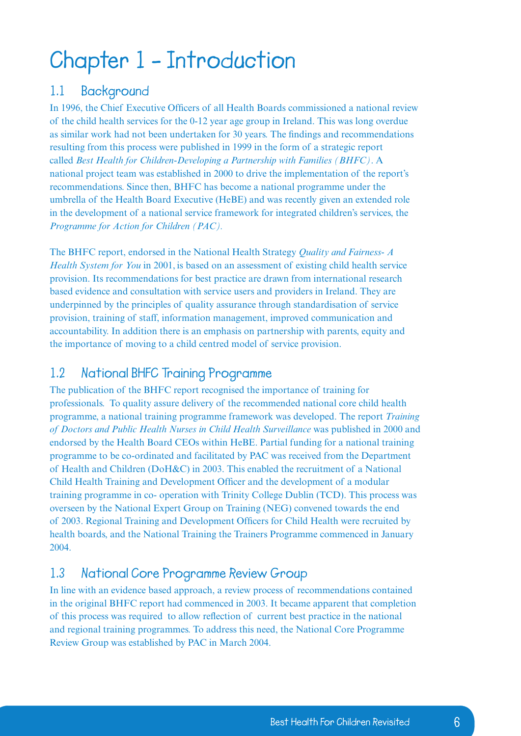# Chapter 1 - Introduction

## 1.1 Background

In 1996, the Chief Executive Officers of all Health Boards commissioned a national review of the child health services for the 0-12 year age group in Ireland. This was long overdue as similar work had not been undertaken for 30 years. The findings and recommendations resulting from this process were published in 1999 in the form of a strategic report called *Best Health for Children-Developing a Partnership with Families (BHFC)*. A national project team was established in 2000 to drive the implementation of the report's recommendations. Since then, BHFC has become a national programme under the umbrella of the Health Board Executive (HeBE) and was recently given an extended role in the development of a national service framework for integrated children's services, the *Programme for Action for Children (PAC).*

The BHFC report, endorsed in the National Health Strategy *Quality and Fairness- A Health System for You* in 2001, is based on an assessment of existing child health service provision. Its recommendations for best practice are drawn from international research based evidence and consultation with service users and providers in Ireland. They are underpinned by the principles of quality assurance through standardisation of service provision, training of staff, information management, improved communication and accountability. In addition there is an emphasis on partnership with parents, equity and the importance of moving to a child centred model of service provision.

## 1.2 National BHFC Training Programme

The publication of the BHFC report recognised the importance of training for professionals. To quality assure delivery of the recommended national core child health programme, a national training programme framework was developed. The report *Training of Doctors and Public Health Nurses in Child Health Surveillance* was published in 2000 and endorsed by the Health Board CEOs within HeBE. Partial funding for a national training programme to be co-ordinated and facilitated by PAC was received from the Department of Health and Children (DoH&C) in 2003. This enabled the recruitment of a National Child Health Training and Development Officer and the development of a modular training programme in co- operation with Trinity College Dublin (TCD). This process was overseen by the National Expert Group on Training (NEG) convened towards the end of 2003. Regional Training and Development Officers for Child Health were recruited by health boards, and the National Training the Trainers Programme commenced in January 2004.

## 1.3 National Core Programme Review Group

In line with an evidence based approach, a review process of recommendations contained in the original BHFC report had commenced in 2003. It became apparent that completion of this process was required to allow reflection of current best practice in the national and regional training programmes. To address this need, the National Core Programme Review Group was established by PAC in March 2004.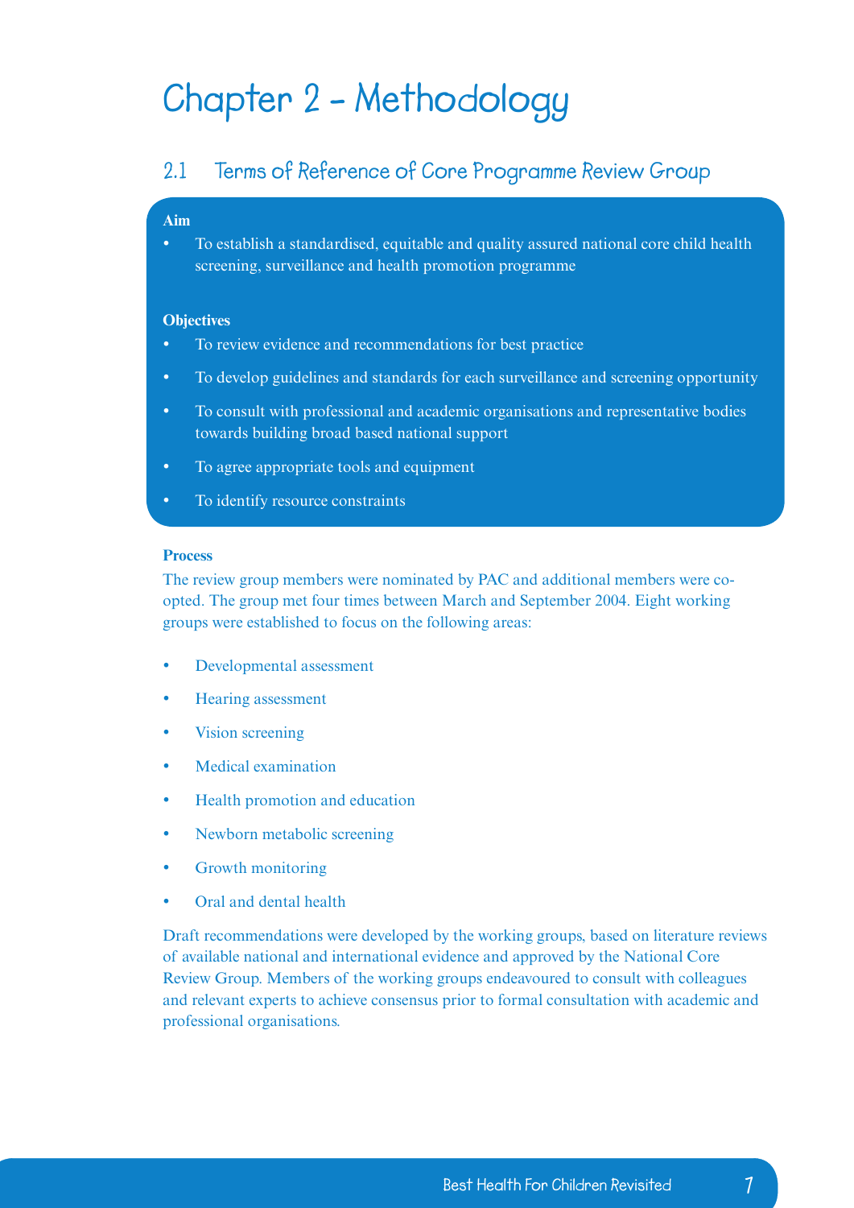# Chapter 2 - Methodology

## 2.1 Terms of Reference of Core Programme Review Group

**Aim**

- To establish a standardised, equitable and quality assured national core child health screening, surveillance and health promotion programme

**Objectives**

- To review evidence and recommendations for best practice
- To develop guidelines and standards for each surveillance and screening opportunity
- To consult with professional and academic organisations and representative bodies towards building broad based national support
- To agree appropriate tools and equipment
- To identify resource constraints

**Process**

The review group members were nominated by PAC and additional members were co-opted. The group met four times between March and September 2004. Eight working groups were established to focus on the following areas:

- Developmental assessment
- Hearing assessment
- Vision screening
- Medical examination
- Health promotion and education
- Newborn metabolic screening
- Growth monitoring
- Oral and dental health

Draft recommendations were developed by the working groups, based on literature reviews of available national and international evidence and approved by the National Core Review Group. Members of the working groups endeavoured to consult with colleagues and relevant experts to achieve consensus prior to formal consultation with academic and professional organisations.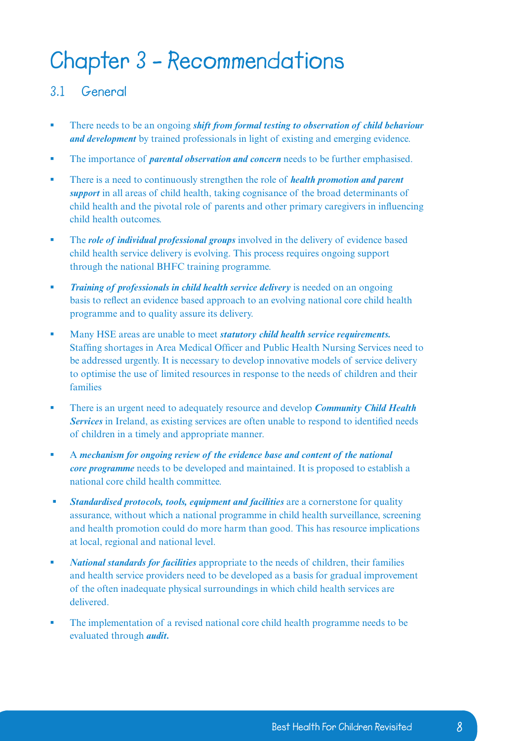# Chapter 3 - Recommendations

## 3.1 General

- There needs to be an ongoing ***shift from formal testing to observation of child behaviour and development*** by trained professionals in light of existing and emerging evidence.
- The importance of ***parental observation and concern*** needs to be further emphasised.
- There is a need to continuously strengthen the role of ***health promotion and parent support*** in all areas of child health, taking cognisance of the broad determinants of child health and the pivotal role of parents and other primary caregivers in influencing child health outcomes.
- The ***role of individual professional groups*** involved in the delivery of evidence based child health service delivery is evolving. This process requires ongoing support through the national BHFC training programme.
- ***Training of professionals in child health service delivery*** is needed on an ongoing basis to reflect an evidence based approach to an evolving national core child health programme and to quality assure its delivery.
- Many HSE areas are unable to meet ***statutory child health service requirements.*** Staffing shortages in Area Medical Officer and Public Health Nursing Services need to be addressed urgently. It is necessary to develop innovative models of service delivery to optimise the use of limited resources in response to the needs of children and their families
- There is an urgent need to adequately resource and develop ***Community Child Health Services*** in Ireland, as existing services are often unable to respond to identified needs of children in a timely and appropriate manner.
- A ***mechanism for ongoing review of the evidence base and content of the national core programme*** needs to be developed and maintained. It is proposed to establish a national core child health committee.
- ***Standardised protocols, tools, equipment and facilities*** are a cornerstone for quality assurance, without which a national programme in child health surveillance, screening and health promotion could do more harm than good. This has resource implications at local, regional and national level.
- ***National standards for facilities*** appropriate to the needs of children, their families and health service providers need to be developed as a basis for gradual improvement of the often inadequate physical surroundings in which child health services are delivered.
- The implementation of a revised national core child health programme needs to be evaluated through ***audit.***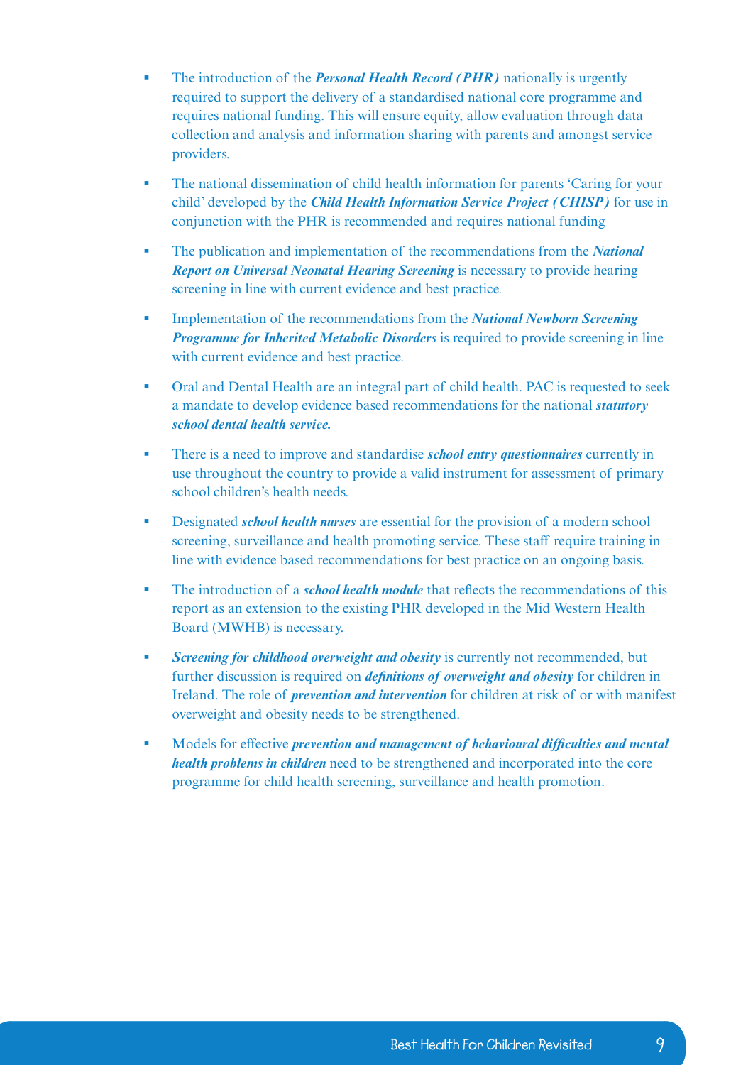- The introduction of the ***Personal Health Record (PHR)*** nationally is urgently required to support the delivery of a standardised national core programme and requires national funding. This will ensure equity, allow evaluation through data collection and analysis and information sharing with parents and amongst service providers.

- The national dissemination of child health information for parents 'Caring for your child' developed by the ***Child Health Information Service Project (CHISP)*** for use in conjunction with the PHR is recommended and requires national funding

- The publication and implementation of the recommendations from the ***National Report on Universal Neonatal Hearing Screening*** is necessary to provide hearing screening in line with current evidence and best practice.

- Implementation of the recommendations from the ***National Newborn Screening Programme for Inherited Metabolic Disorders*** is required to provide screening in line with current evidence and best practice.

- Oral and Dental Health are an integral part of child health. PAC is requested to seek a mandate to develop evidence based recommendations for the national ***statutory school dental health service.***

- There is a need to improve and standardise ***school entry questionnaires*** currently in use throughout the country to provide a valid instrument for assessment of primary school children's health needs.

- Designated ***school health nurses*** are essential for the provision of a modern school screening, surveillance and health promoting service. These staff require training in line with evidence based recommendations for best practice on an ongoing basis.

- The introduction of a ***school health module*** that reflects the recommendations of this report as an extension to the existing PHR developed in the Mid Western Health Board (MWHB) is necessary.

- ***Screening for childhood overweight and obesity*** is currently not recommended, but further discussion is required on ***definitions of overweight and obesity*** for children in Ireland. The role of ***prevention and intervention*** for children at risk of or with manifest overweight and obesity needs to be strengthened.

- Models for effective ***prevention and management of behavioural difficulties and mental health problems in children*** need to be strengthened and incorporated into the core programme for child health screening, surveillance and health promotion.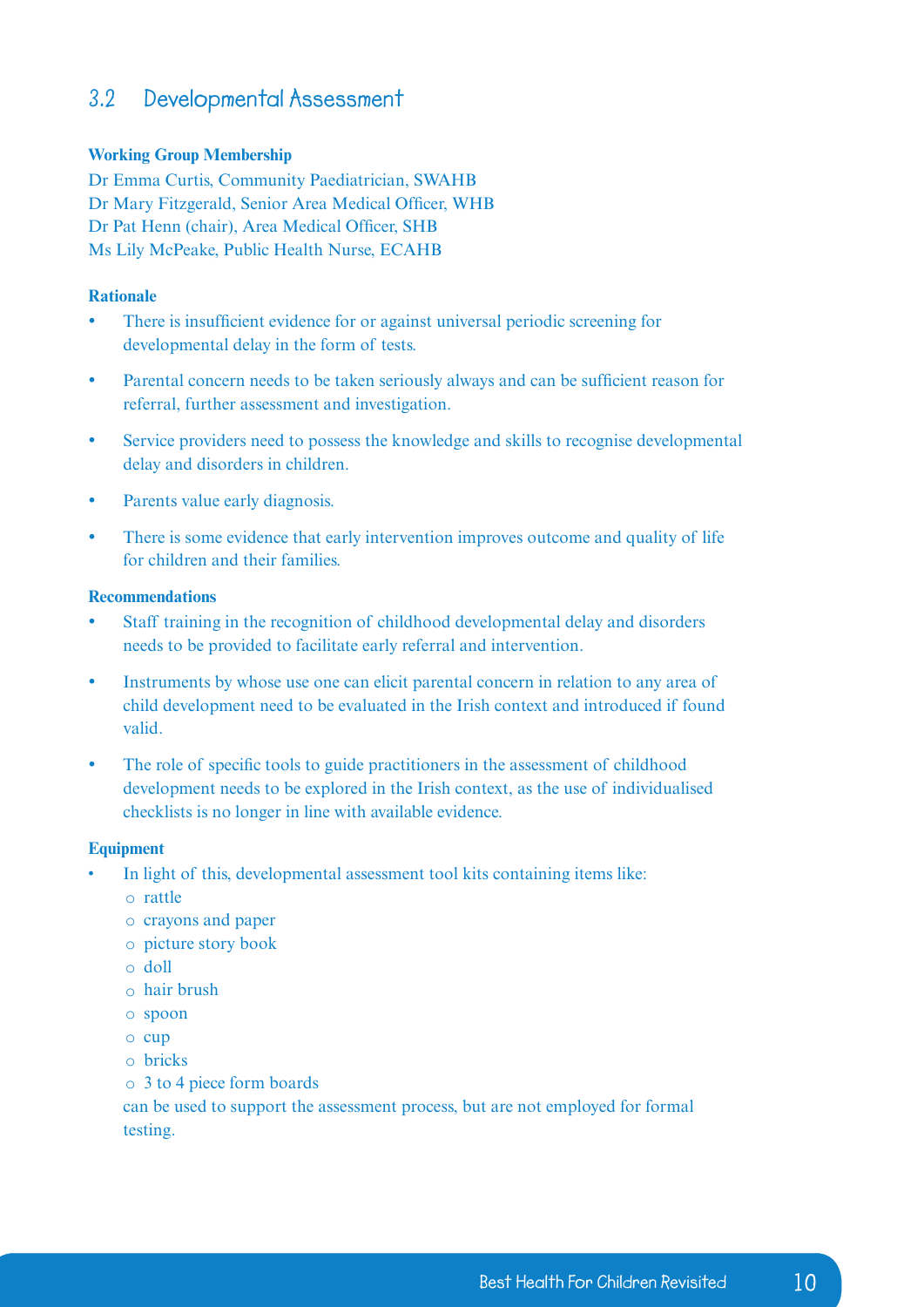## 3.2 Developmental Assessment

**Working Group Membership**

Dr Emma Curtis, Community Paediatrician, SWAHB
Dr Mary Fitzgerald, Senior Area Medical Officer, WHB
Dr Pat Henn (chair), Area Medical Officer, SHB
Ms Lily McPeake, Public Health Nurse, ECAHB

**Rationale**

- There is insufficient evidence for or against universal periodic screening for developmental delay in the form of tests.
- Parental concern needs to be taken seriously always and can be sufficient reason for referral, further assessment and investigation.
- Service providers need to possess the knowledge and skills to recognise developmental delay and disorders in children.
- Parents value early diagnosis.
- There is some evidence that early intervention improves outcome and quality of life for children and their families.

**Recommendations**

- Staff training in the recognition of childhood developmental delay and disorders needs to be provided to facilitate early referral and intervention.
- Instruments by whose use one can elicit parental concern in relation to any area of child development need to be evaluated in the Irish context and introduced if found valid.
- The role of specific tools to guide practitioners in the assessment of childhood development needs to be explored in the Irish context, as the use of individualised checklists is no longer in line with available evidence.

**Equipment**

- In light of this, developmental assessment tool kits containing items like:
  - rattle
  - crayons and paper
  - picture story book
  - doll
  - hair brush
  - spoon
  - cup
  - bricks
  - 3 to 4 piece form boards

  can be used to support the assessment process, but are not employed for formal testing.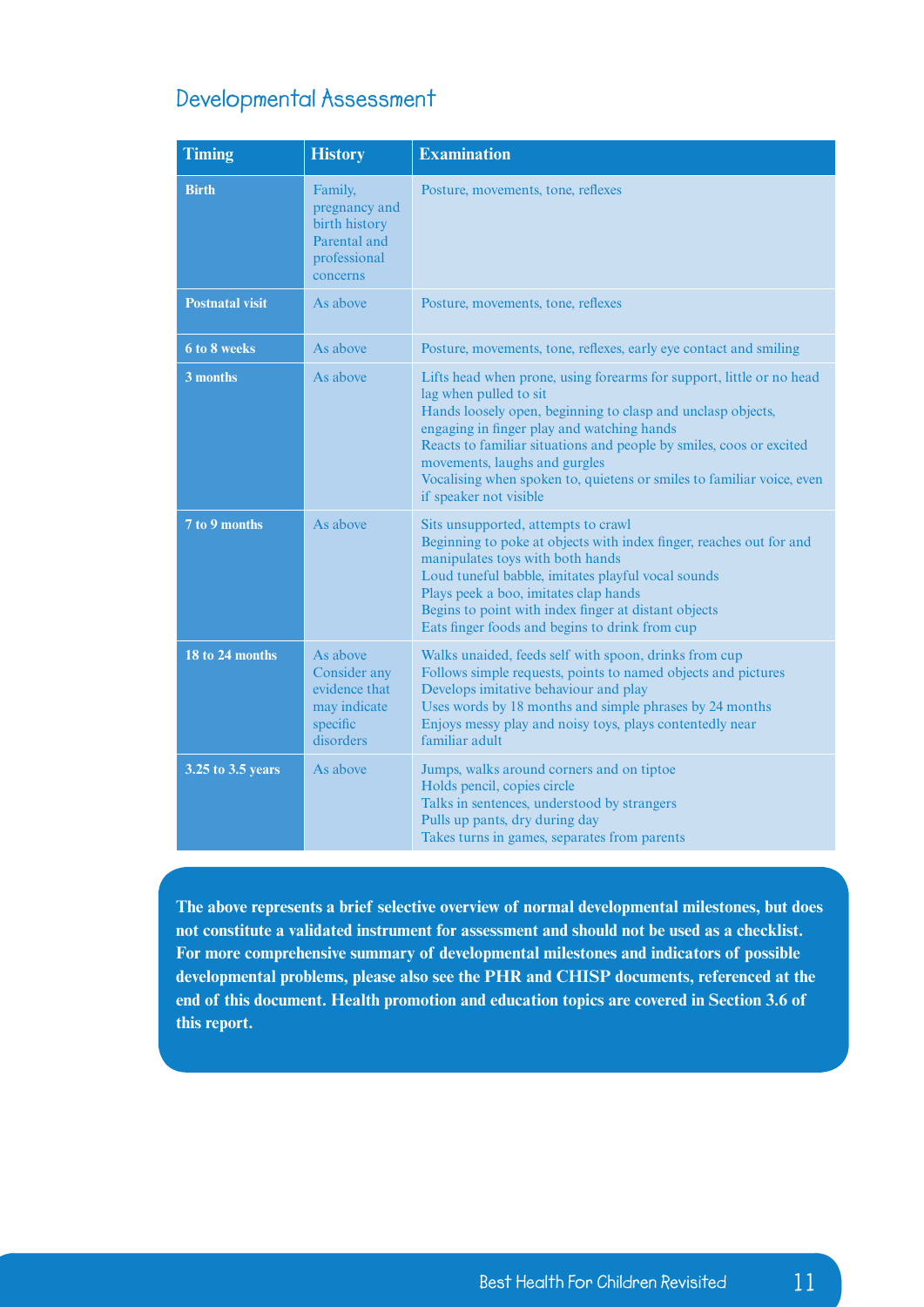## Developmental Assessment

| Timing | History | Examination |
|---|---|---|
| **Birth** | Family, pregnancy and birth history Parental and professional concerns | Posture, movements, tone, reflexes |
| **Postnatal visit** | As above | Posture, movements, tone, reflexes |
| **6 to 8 weeks** | As above | Posture, movements, tone, reflexes, early eye contact and smiling |
| **3 months** | As above | Lifts head when prone, using forearms for support, little or no head lag when pulled to sit<br>Hands loosely open, beginning to clasp and unclasp objects, engaging in finger play and watching hands<br>Reacts to familiar situations and people by smiles, coos or excited movements, laughs and gurgles<br>Vocalising when spoken to, quietens or smiles to familiar voice, even if speaker not visible |
| **7 to 9 months** | As above | Sits unsupported, attempts to crawl<br>Beginning to poke at objects with index finger, reaches out for and manipulates toys with both hands<br>Loud tuneful babble, imitates playful vocal sounds<br>Plays peek a boo, imitates clap hands<br>Begins to point with index finger at distant objects<br>Eats finger foods and begins to drink from cup |
| **18 to 24 months** | As above Consider any evidence that may indicate specific disorders | Walks unaided, feeds self with spoon, drinks from cup<br>Follows simple requests, points to named objects and pictures<br>Develops imitative behaviour and play<br>Uses words by 18 months and simple phrases by 24 months<br>Enjoys messy play and noisy toys, plays contentedly near familiar adult |
| **3.25 to 3.5 years** | As above | Jumps, walks around corners and on tiptoe<br>Holds pencil, copies circle<br>Talks in sentences, understood by strangers<br>Pulls up pants, dry during day<br>Takes turns in games, separates from parents |

**The above represents a brief selective overview of normal developmental milestones, but does not constitute a validated instrument for assessment and should not be used as a checklist. For more comprehensive summary of developmental milestones and indicators of possible developmental problems, please also see the PHR and CHISP documents, referenced at the end of this document. Health promotion and education topics are covered in Section 3.6 of this report.**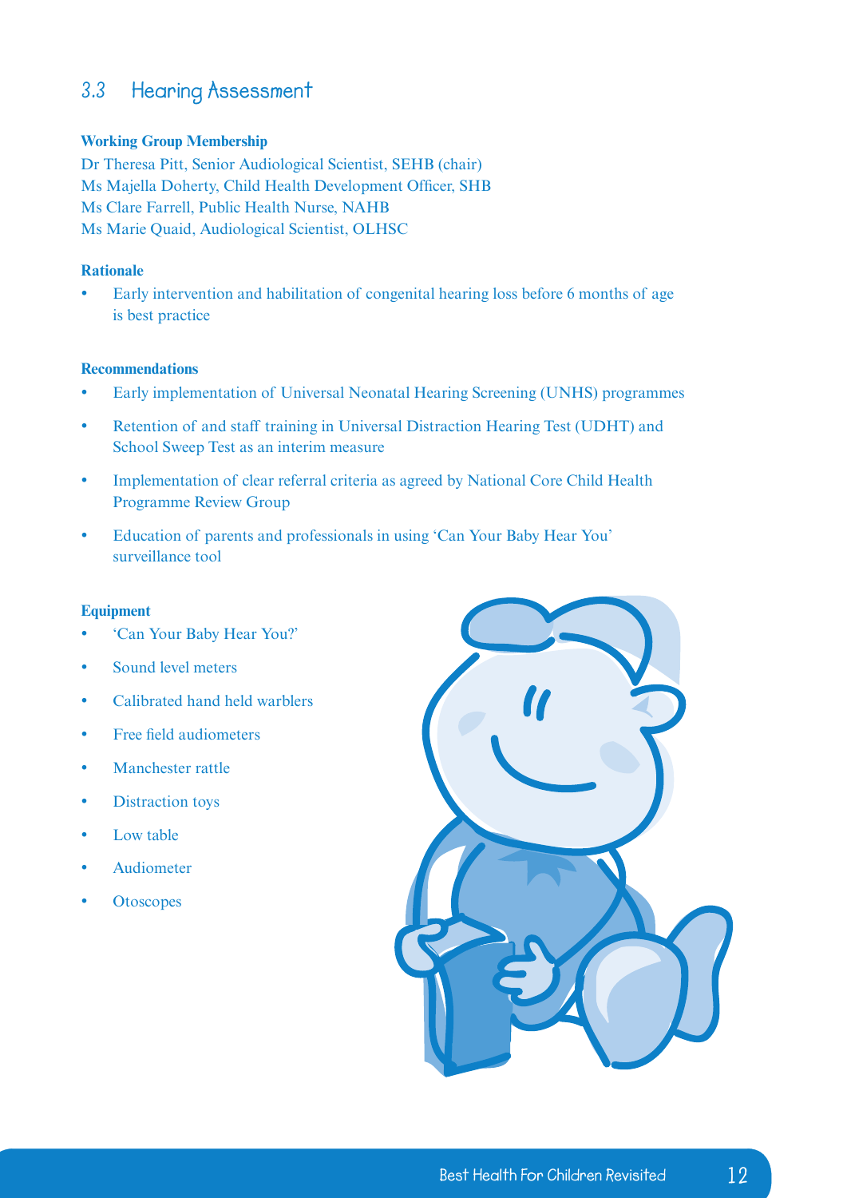## 3.3 Hearing Assessment

**Working Group Membership**

Dr Theresa Pitt, Senior Audiological Scientist, SEHB (chair)
Ms Majella Doherty, Child Health Development Officer, SHB
Ms Clare Farrell, Public Health Nurse, NAHB
Ms Marie Quaid, Audiological Scientist, OLHSC

**Rationale**

- Early intervention and habilitation of congenital hearing loss before 6 months of age is best practice

**Recommendations**

- Early implementation of Universal Neonatal Hearing Screening (UNHS) programmes
- Retention of and staff training in Universal Distraction Hearing Test (UDHT) and School Sweep Test as an interim measure
- Implementation of clear referral criteria as agreed by National Core Child Health Programme Review Group
- Education of parents and professionals in using 'Can Your Baby Hear You' surveillance tool

**Equipment**

- 'Can Your Baby Hear You?'
- Sound level meters
- Calibrated hand held warblers
- Free field audiometers
- Manchester rattle
- Distraction toys
- Low table
- Audiometer
- Otoscopes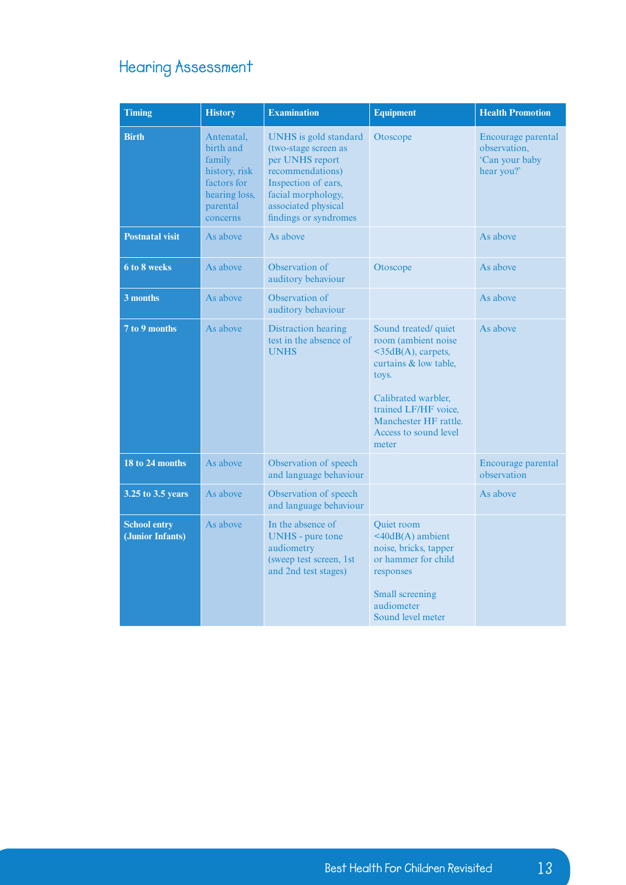## Hearing Assessment

| Timing | History | Examination | Equipment | Health Promotion |
|---|---|---|---|---|
| **Birth** | Antenatal, birth and family history, risk factors for hearing loss, parental concerns | UNHS is gold standard (two-stage screen as per UNHS report recommendations) Inspection of ears, facial morphology, associated physical findings or syndromes | Otoscope | Encourage parental observation, 'Can your baby hear you?' |
| **Postnatal visit** | As above | As above | | As above |
| **6 to 8 weeks** | As above | Observation of auditory behaviour | Otoscope | As above |
| **3 months** | As above | Observation of auditory behaviour | | As above |
| **7 to 9 months** | As above | Distraction hearing test in the absence of UNHS | Sound treated/ quiet room (ambient noise <35dB(A), carpets, curtains & low table, toys.<br><br>Calibrated warbler, trained LF/HF voice, Manchester HF rattle. Access to sound level meter | As above |
| **18 to 24 months** | As above | Observation of speech and language behaviour | | Encourage parental observation |
| **3.25 to 3.5 years** | As above | Observation of speech and language behaviour | | As above |
| **School entry (Junior Infants)** | As above | In the absence of UNHS - pure tone audiometry (sweep test screen, 1st and 2nd test stages) | Quiet room <40dB(A) ambient noise, bricks, tapper or hammer for child responses<br><br>Small screening audiometer<br>Sound level meter | |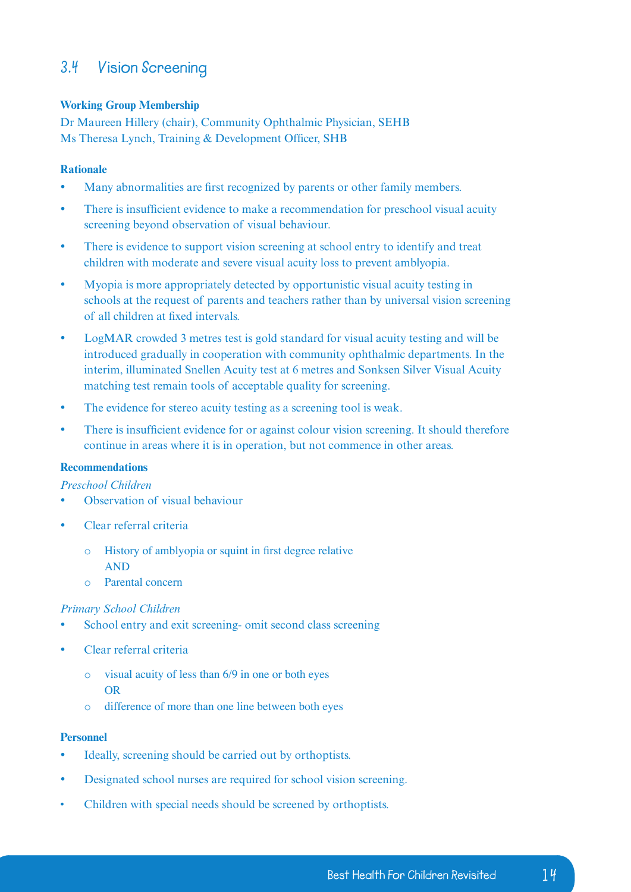## 3.4 Vision Screening

**Working Group Membership**

Dr Maureen Hillery (chair), Community Ophthalmic Physician, SEHB
Ms Theresa Lynch, Training & Development Officer, SHB

**Rationale**

- Many abnormalities are first recognized by parents or other family members.
- There is insufficient evidence to make a recommendation for preschool visual acuity screening beyond observation of visual behaviour.
- There is evidence to support vision screening at school entry to identify and treat children with moderate and severe visual acuity loss to prevent amblyopia.
- Myopia is more appropriately detected by opportunistic visual acuity testing in schools at the request of parents and teachers rather than by universal vision screening of all children at fixed intervals.
- LogMAR crowded 3 metres test is gold standard for visual acuity testing and will be introduced gradually in cooperation with community ophthalmic departments. In the interim, illuminated Snellen Acuity test at 6 metres and Sonksen Silver Visual Acuity matching test remain tools of acceptable quality for screening.
- The evidence for stereo acuity testing as a screening tool is weak.
- There is insufficient evidence for or against colour vision screening. It should therefore continue in areas where it is in operation, but not commence in other areas.

**Recommendations**

*Preschool Children*

- Observation of visual behaviour
- Clear referral criteria
  - History of amblyopia or squint in first degree relative
    AND
  - Parental concern

*Primary School Children*

- School entry and exit screening- omit second class screening
- Clear referral criteria
  - visual acuity of less than 6/9 in one or both eyes
    OR
  - difference of more than one line between both eyes

**Personnel**

- Ideally, screening should be carried out by orthoptists.
- Designated school nurses are required for school vision screening.
- Children with special needs should be screened by orthoptists.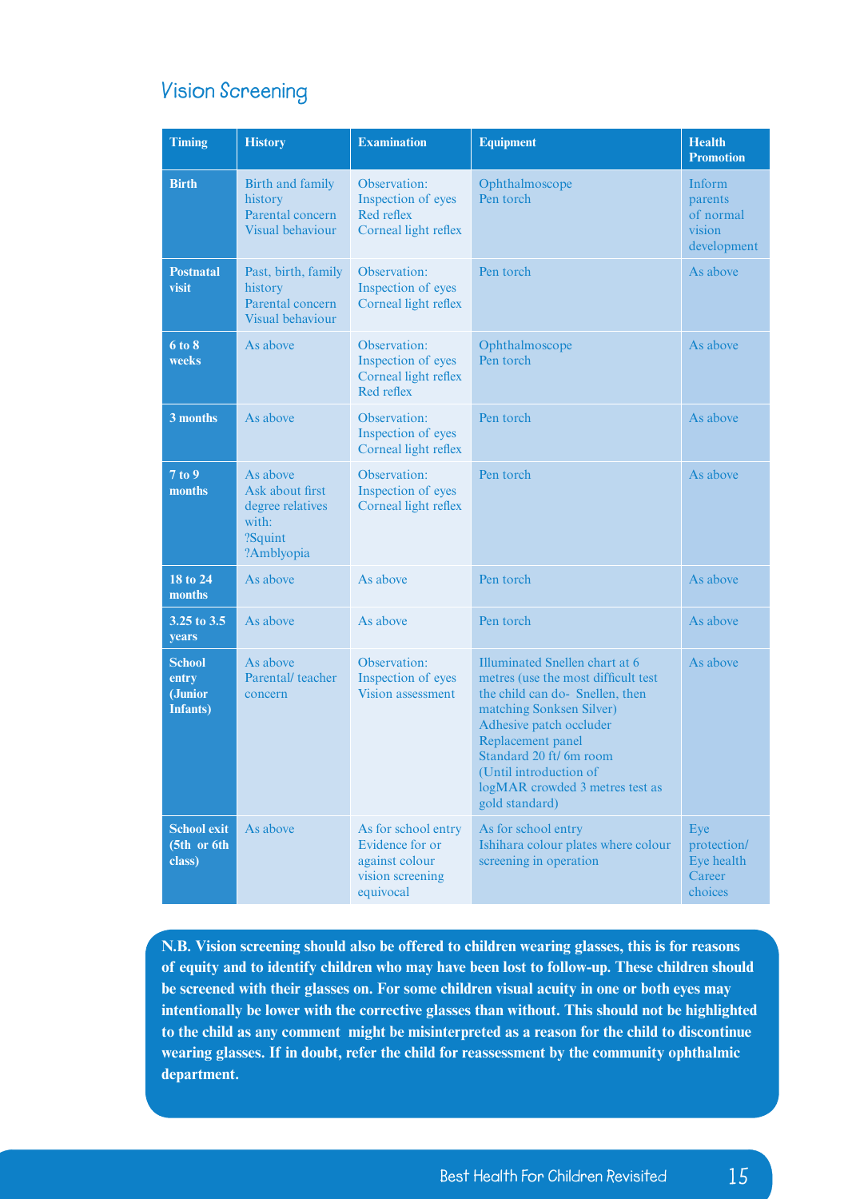## Vision Screening

| Timing | History | Examination | Equipment | Health Promotion |
|---|---|---|---|---|
| **Birth** | Birth and family history<br>Parental concern<br>Visual behaviour | Observation:<br>Inspection of eyes<br>Red reflex<br>Corneal light reflex | Ophthalmoscope<br>Pen torch | Inform parents of normal vision development |
| **Postnatal visit** | Past, birth, family history<br>Parental concern<br>Visual behaviour | Observation:<br>Inspection of eyes<br>Corneal light reflex | Pen torch | As above |
| **6 to 8 weeks** | As above | Observation:<br>Inspection of eyes<br>Corneal light reflex<br>Red reflex | Ophthalmoscope<br>Pen torch | As above |
| **3 months** | As above | Observation:<br>Inspection of eyes<br>Corneal light reflex | Pen torch | As above |
| **7 to 9 months** | As above<br>Ask about first degree relatives with:<br>?Squint<br>?Amblyopia | Observation:<br>Inspection of eyes<br>Corneal light reflex | Pen torch | As above |
| **18 to 24 months** | As above | As above | Pen torch | As above |
| **3.25 to 3.5 years** | As above | As above | Pen torch | As above |
| **School entry (Junior Infants)** | As above<br>Parental/ teacher concern | Observation:<br>Inspection of eyes<br>Vision assessment | Illuminated Snellen chart at 6 metres (use the most difficult test the child can do- Snellen, then matching Sonksen Silver)<br>Adhesive patch occluder<br>Replacement panel<br>Standard 20 ft/ 6m room<br>(Until introduction of logMAR crowded 3 metres test as gold standard) | As above |
| **School exit (5th or 6th class)** | As above | As for school entry<br>Evidence for or against colour vision screening equivocal | As for school entry<br>Ishihara colour plates where colour screening in operation | Eye protection/ Eye health<br>Career choices |

**N.B. Vision screening should also be offered to children wearing glasses, this is for reasons of equity and to identify children who may have been lost to follow-up. These children should be screened with their glasses on. For some children visual acuity in one or both eyes may intentionally be lower with the corrective glasses than without. This should not be highlighted to the child as any comment might be misinterpreted as a reason for the child to discontinue wearing glasses. If in doubt, refer the child for reassessment by the community ophthalmic department.**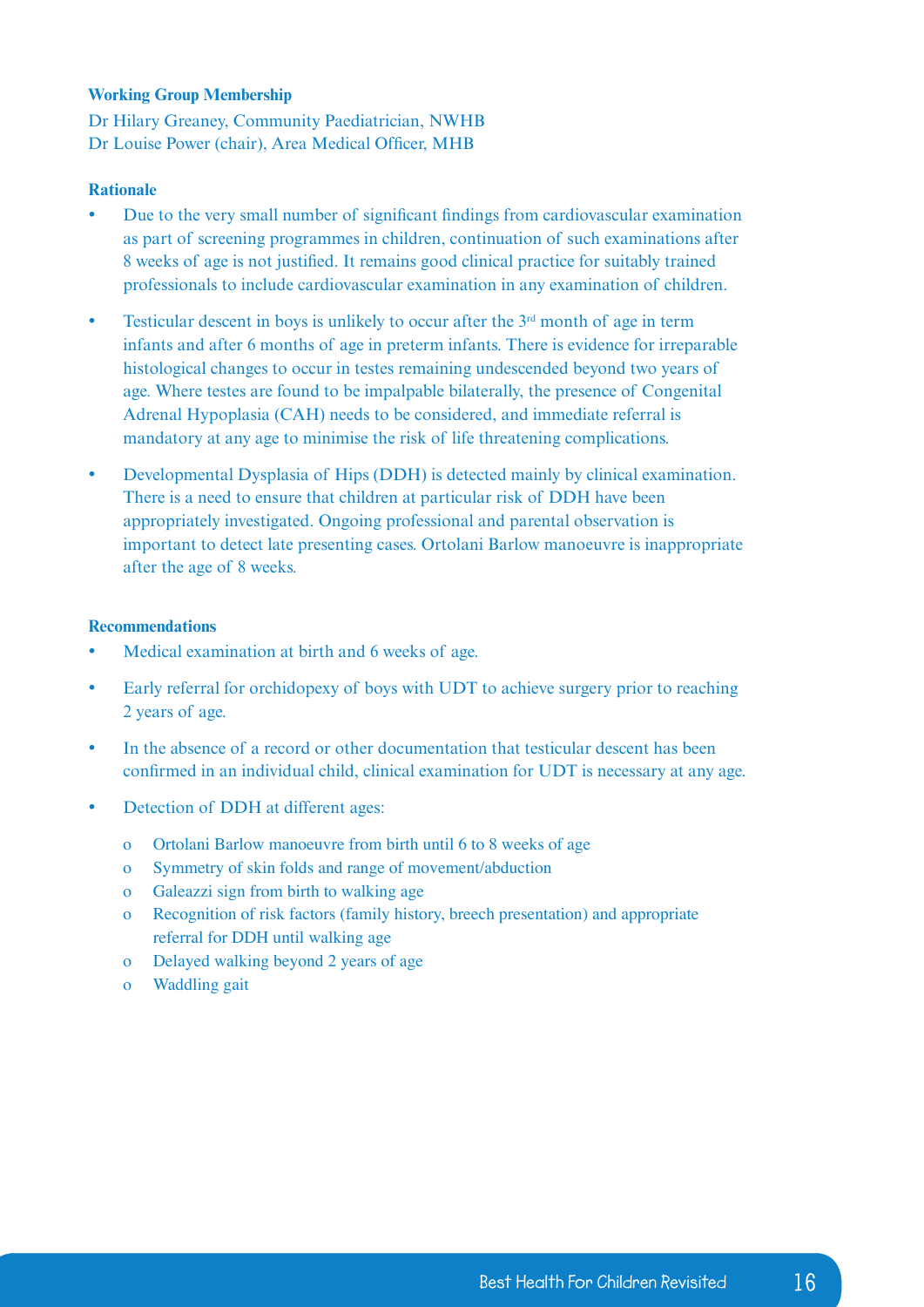**Working Group Membership**

Dr Hilary Greaney, Community Paediatrician, NWHB
Dr Louise Power (chair), Area Medical Officer, MHB

**Rationale**

- Due to the very small number of significant findings from cardiovascular examination as part of screening programmes in children, continuation of such examinations after 8 weeks of age is not justified. It remains good clinical practice for suitably trained professionals to include cardiovascular examination in any examination of children.
- Testicular descent in boys is unlikely to occur after the 3rd month of age in term infants and after 6 months of age in preterm infants. There is evidence for irreparable histological changes to occur in testes remaining undescended beyond two years of age. Where testes are found to be impalpable bilaterally, the presence of Congenital Adrenal Hypoplasia (CAH) needs to be considered, and immediate referral is mandatory at any age to minimise the risk of life threatening complications.
- Developmental Dysplasia of Hips (DDH) is detected mainly by clinical examination. There is a need to ensure that children at particular risk of DDH have been appropriately investigated. Ongoing professional and parental observation is important to detect late presenting cases. Ortolani Barlow manoeuvre is inappropriate after the age of 8 weeks.

**Recommendations**

- Medical examination at birth and 6 weeks of age.
- Early referral for orchidopexy of boys with UDT to achieve surgery prior to reaching 2 years of age.
- In the absence of a record or other documentation that testicular descent has been confirmed in an individual child, clinical examination for UDT is necessary at any age.
- Detection of DDH at different ages:
  - Ortolani Barlow manoeuvre from birth until 6 to 8 weeks of age
  - Symmetry of skin folds and range of movement/abduction
  - Galeazzi sign from birth to walking age
  - Recognition of risk factors (family history, breech presentation) and appropriate referral for DDH until walking age
  - Delayed walking beyond 2 years of age
  - Waddling gait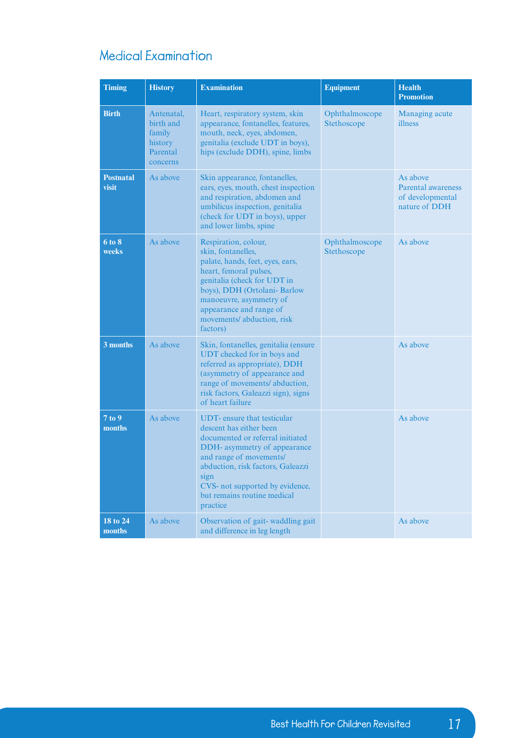## Medical Examination

| Timing | History | Examination | Equipment | Health Promotion |
|---|---|---|---|---|
| **Birth** | Antenatal, birth and family history Parental concerns | Heart, respiratory system, skin appearance, fontanelles, features, mouth, neck, eyes, abdomen, genitalia (exclude UDT in boys), hips (exclude DDH), spine, limbs | Ophthalmoscope Stethoscope | Managing acute illness |
| **Postnatal visit** | As above | Skin appearance, fontanelles, ears, eyes, mouth, chest inspection and respiration, abdomen and umbilicus inspection, genitalia (check for UDT in boys), upper and lower limbs, spine | | As above Parental awareness of developmental nature of DDH |
| **6 to 8 weeks** | As above | Respiration, colour, skin, fontanelles, palate, hands, feet, eyes, ears, heart, femoral pulses, genitalia (check for UDT in boys), DDH (Ortolani- Barlow manoeuvre, asymmetry of appearance and range of movements/ abduction, risk factors) | Ophthalmoscope Stethoscope | As above |
| **3 months** | As above | Skin, fontanelles, genitalia (ensure UDT checked for in boys and referred as appropriate), DDH (asymmetry of appearance and range of movements/ abduction, risk factors, Galeazzi sign), signs of heart failure | | As above |
| **7 to 9 months** | As above | UDT- ensure that testicular descent has either been documented or referral initiated DDH- asymmetry of appearance and range of movements/ abduction, risk factors, Galeazzi sign CVS- not supported by evidence, but remains routine medical practice | | As above |
| **18 to 24 months** | As above | Observation of gait- waddling gait and difference in leg length | | As above |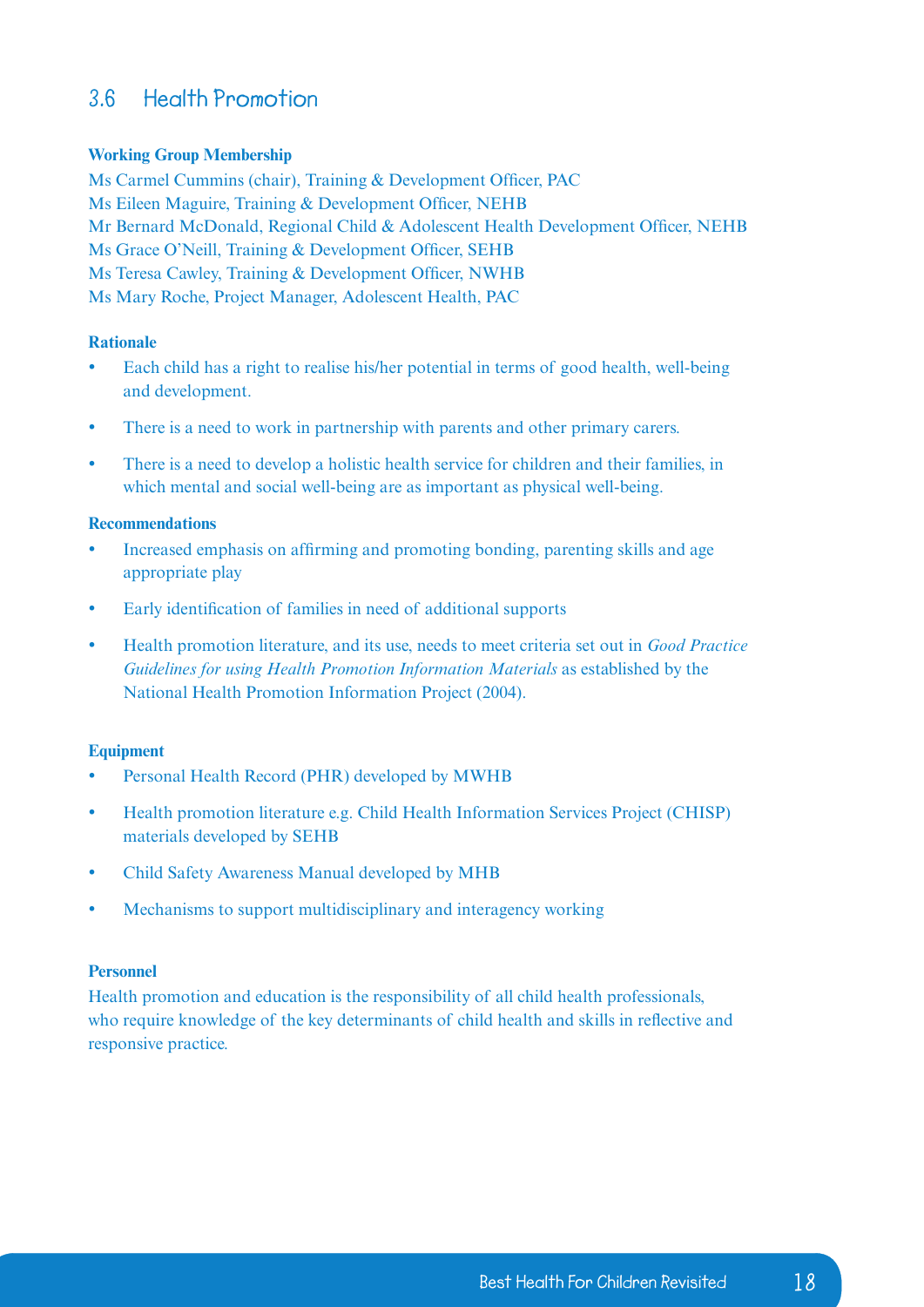## 3.6 Health Promotion

**Working Group Membership**

Ms Carmel Cummins (chair), Training & Development Officer, PAC
Ms Eileen Maguire, Training & Development Officer, NEHB
Mr Bernard McDonald, Regional Child & Adolescent Health Development Officer, NEHB
Ms Grace O'Neill, Training & Development Officer, SEHB
Ms Teresa Cawley, Training & Development Officer, NWHB
Ms Mary Roche, Project Manager, Adolescent Health, PAC

**Rationale**

- Each child has a right to realise his/her potential in terms of good health, well-being and development.
- There is a need to work in partnership with parents and other primary carers.
- There is a need to develop a holistic health service for children and their families, in which mental and social well-being are as important as physical well-being.

**Recommendations**

- Increased emphasis on affirming and promoting bonding, parenting skills and age appropriate play
- Early identification of families in need of additional supports
- Health promotion literature, and its use, needs to meet criteria set out in *Good Practice Guidelines for using Health Promotion Information Materials* as established by the National Health Promotion Information Project (2004).

**Equipment**

- Personal Health Record (PHR) developed by MWHB
- Health promotion literature e.g. Child Health Information Services Project (CHISP) materials developed by SEHB
- Child Safety Awareness Manual developed by MHB
- Mechanisms to support multidisciplinary and interagency working

**Personnel**

Health promotion and education is the responsibility of all child health professionals, who require knowledge of the key determinants of child health and skills in reflective and responsive practice.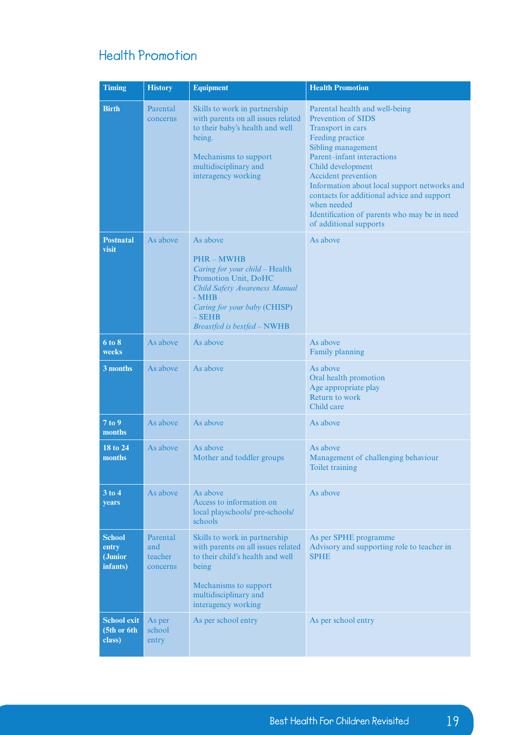## Health Promotion

| Timing | History | Equipment | Health Promotion |
|---|---|---|---|
| **Birth** | Parental concerns | Skills to work in partnership with parents on all issues related to their baby's health and well being.<br><br>Mechanisms to support multidisciplinary and interagency working | Parental health and well-being<br>Prevention of SIDS<br>Transport in cars<br>Feeding practice<br>Sibling management<br>Parent–infant interactions<br>Child development<br>Accident prevention<br>Information about local support networks and contacts for additional advice and support when needed<br>Identification of parents who may be in need of additional supports |
| **Postnatal visit** | As above | As above<br><br>PHR – MWHB<br>*Caring for your child* – Health Promotion Unit, DoHC<br>*Child Safety Awareness Manual* - MHB<br>*Caring for your baby* (CHISP) – SEHB<br>*Breastfed is bestfed* – NWHB | As above |
| **6 to 8 weeks** | As above | As above | As above<br>Family planning |
| **3 months** | As above | As above | As above<br>Oral health promotion<br>Age appropriate play<br>Return to work<br>Child care |
| **7 to 9 months** | As above | As above | As above |
| **18 to 24 months** | As above | As above<br>Mother and toddler groups | As above<br>Management of challenging behaviour<br>Toilet training |
| **3 to 4 years** | As above | As above<br>Access to information on local playschools/ pre-schools/ schools | As above |
| **School entry (Junior infants)** | Parental and teacher concerns | Skills to work in partnership with parents on all issues related to their child's health and well being<br><br>Mechanisms to support multidisciplinary and interagency working | As per SPHE programme<br>Advisory and supporting role to teacher in SPHE |
| **School exit (5th or 6th class)** | As per school entry | As per school entry | As per school entry |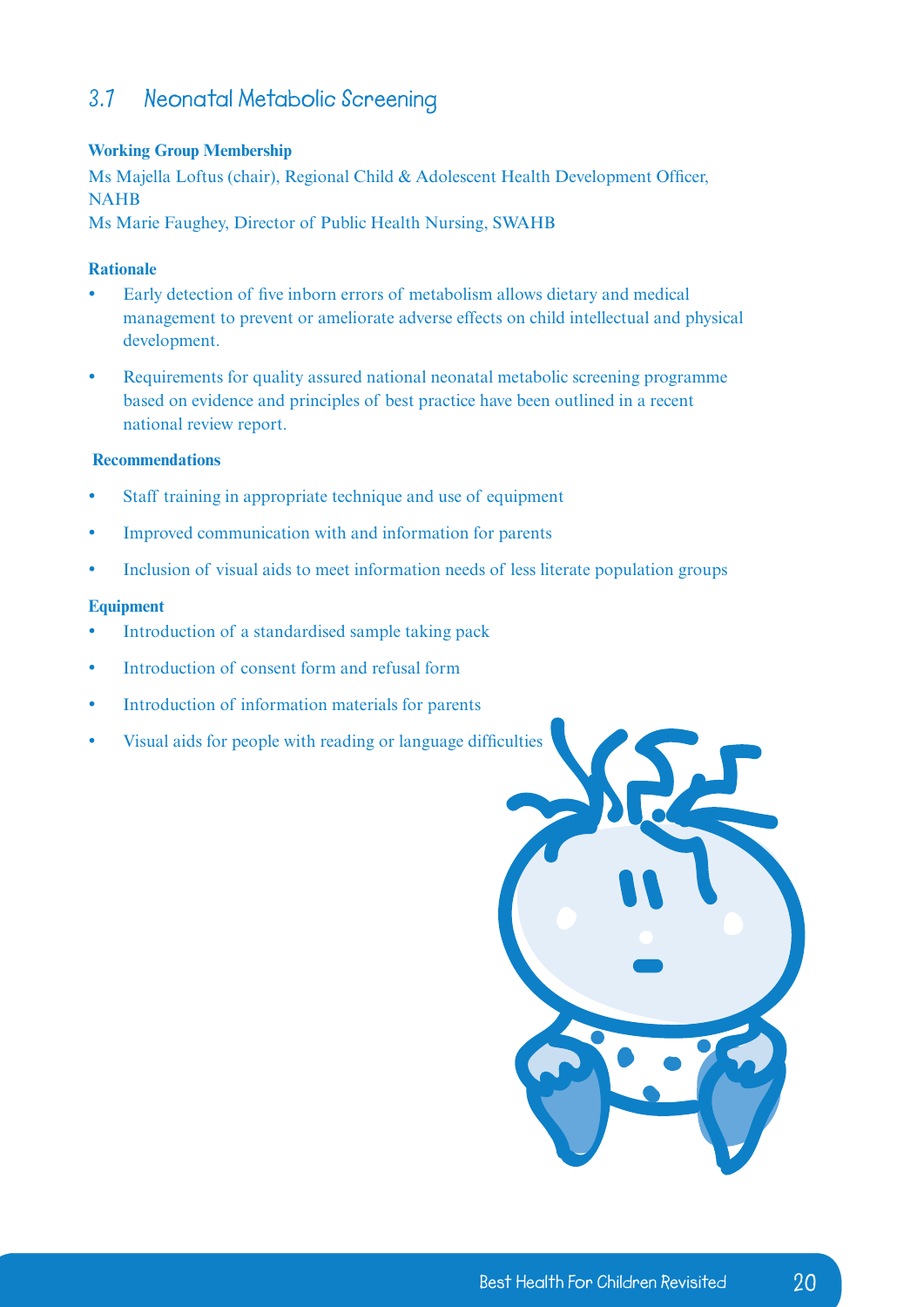## 3.7 Neonatal Metabolic Screening

**Working Group Membership**

Ms Majella Loftus (chair), Regional Child & Adolescent Health Development Officer, NAHB

Ms Marie Faughey, Director of Public Health Nursing, SWAHB

**Rationale**

- Early detection of five inborn errors of metabolism allows dietary and medical management to prevent or ameliorate adverse effects on child intellectual and physical development.
- Requirements for quality assured national neonatal metabolic screening programme based on evidence and principles of best practice have been outlined in a recent national review report.

**Recommendations**

- Staff training in appropriate technique and use of equipment
- Improved communication with and information for parents
- Inclusion of visual aids to meet information needs of less literate population groups

**Equipment**

- Introduction of a standardised sample taking pack
- Introduction of consent form and refusal form
- Introduction of information materials for parents
- Visual aids for people with reading or language difficulties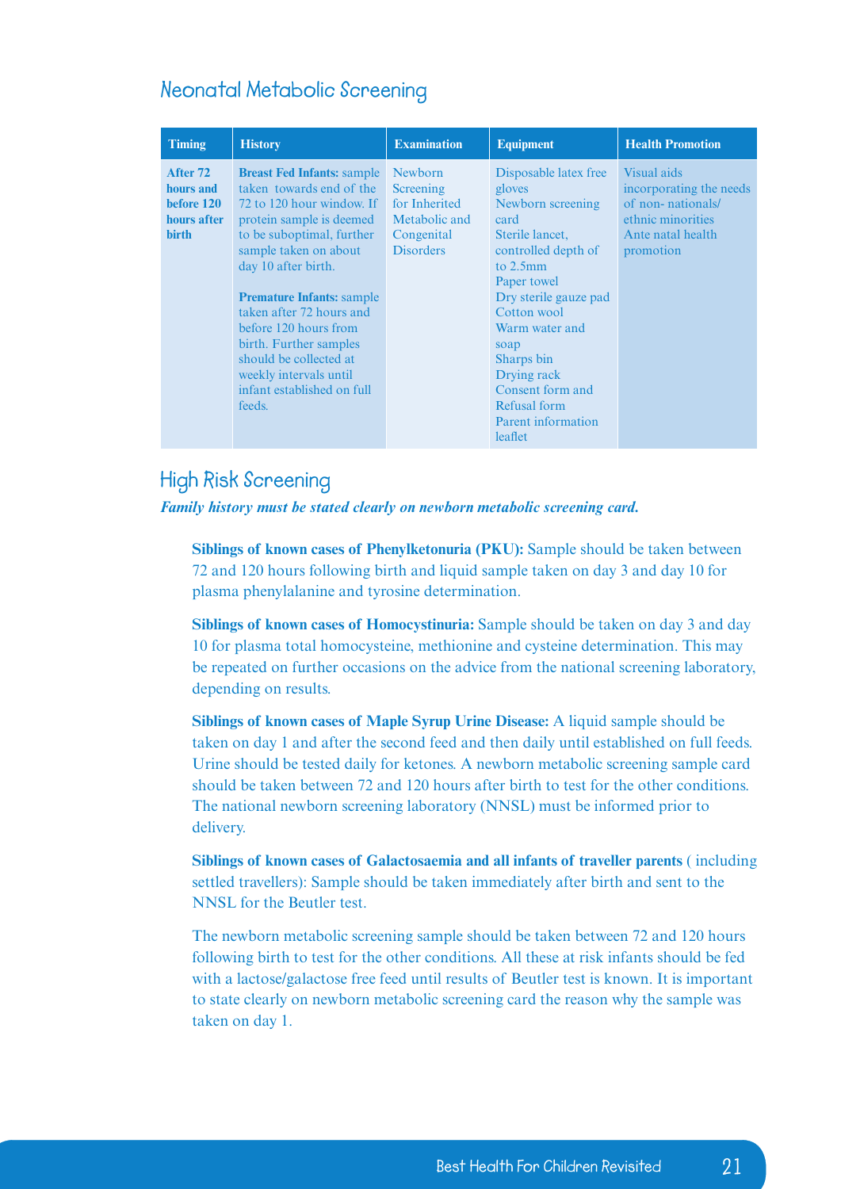## Neonatal Metabolic Screening

| Timing | History | Examination | Equipment | Health Promotion |
|---|---|---|---|---|
| **After 72 hours and before 120 hours after birth** | **Breast Fed Infants:** sample taken towards end of the 72 to 120 hour window. If protein sample is deemed to be suboptimal, further sample taken on about day 10 after birth.<br><br>**Premature Infants:** sample taken after 72 hours and before 120 hours from birth. Further samples should be collected at weekly intervals until infant established on full feeds. | Newborn Screening for Inherited Metabolic and Congenital Disorders | Disposable latex free gloves<br>Newborn screening card<br>Sterile lancet, controlled depth of to 2.5mm<br>Paper towel<br>Dry sterile gauze pad<br>Cotton wool<br>Warm water and soap<br>Sharps bin<br>Drying rack<br>Consent form and Refusal form<br>Parent information leaflet | Visual aids incorporating the needs of non- nationals/ ethnic minorities<br>Ante natal health promotion |

## High Risk Screening

***Family history must be stated clearly on newborn metabolic screening card.***

**Siblings of known cases of Phenylketonuria (PKU):** Sample should be taken between 72 and 120 hours following birth and liquid sample taken on day 3 and day 10 for plasma phenylalanine and tyrosine determination.

**Siblings of known cases of Homocystinuria:** Sample should be taken on day 3 and day 10 for plasma total homocysteine, methionine and cysteine determination. This may be repeated on further occasions on the advice from the national screening laboratory, depending on results.

**Siblings of known cases of Maple Syrup Urine Disease:** A liquid sample should be taken on day 1 and after the second feed and then daily until established on full feeds. Urine should be tested daily for ketones. A newborn metabolic screening sample card should be taken between 72 and 120 hours after birth to test for the other conditions. The national newborn screening laboratory (NNSL) must be informed prior to delivery.

**Siblings of known cases of Galactosaemia and all infants of traveller parents** ( including settled travellers): Sample should be taken immediately after birth and sent to the NNSL for the Beutler test.

The newborn metabolic screening sample should be taken between 72 and 120 hours following birth to test for the other conditions. All these at risk infants should be fed with a lactose/galactose free feed until results of Beutler test is known. It is important to state clearly on newborn metabolic screening card the reason why the sample was taken on day 1.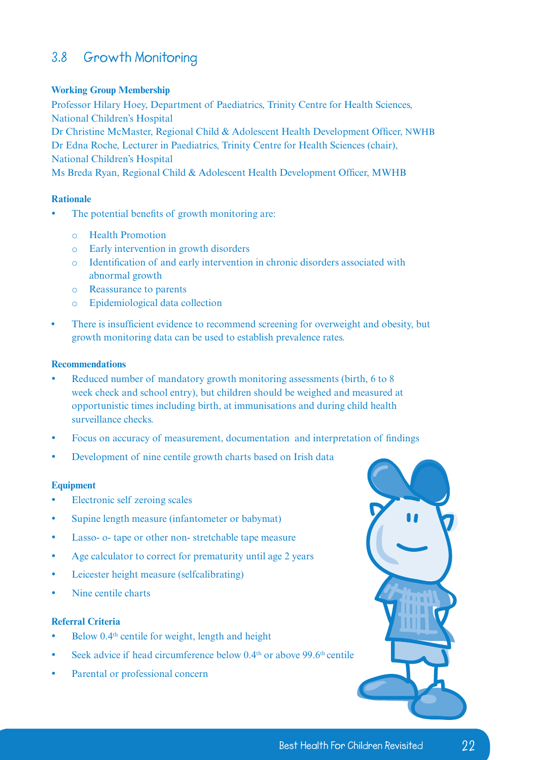## 3.8 Growth Monitoring

**Working Group Membership**

Professor Hilary Hoey, Department of Paediatrics, Trinity Centre for Health Sciences, National Children's Hospital
Dr Christine McMaster, Regional Child & Adolescent Health Development Officer, NWHB
Dr Edna Roche, Lecturer in Paediatrics, Trinity Centre for Health Sciences (chair), National Children's Hospital
Ms Breda Ryan, Regional Child & Adolescent Health Development Officer, MWHB

**Rationale**

- The potential benefits of growth monitoring are:
  - Health Promotion
  - Early intervention in growth disorders
  - Identification of and early intervention in chronic disorders associated with abnormal growth
  - Reassurance to parents
  - Epidemiological data collection
- There is insufficient evidence to recommend screening for overweight and obesity, but growth monitoring data can be used to establish prevalence rates.

**Recommendations**

- Reduced number of mandatory growth monitoring assessments (birth, 6 to 8 week check and school entry), but children should be weighed and measured at opportunistic times including birth, at immunisations and during child health surveillance checks.
- Focus on accuracy of measurement, documentation and interpretation of findings
- Development of nine centile growth charts based on Irish data

**Equipment**

- Electronic self zeroing scales
- Supine length measure (infantometer or babymat)
- Lasso- o- tape or other non- stretchable tape measure
- Age calculator to correct for prematurity until age 2 years
- Leicester height measure (selfcalibrating)
- Nine centile charts

**Referral Criteria**

- Below 0.4th centile for weight, length and height
- Seek advice if head circumference below 0.4th or above 99.6th centile
- Parental or professional concern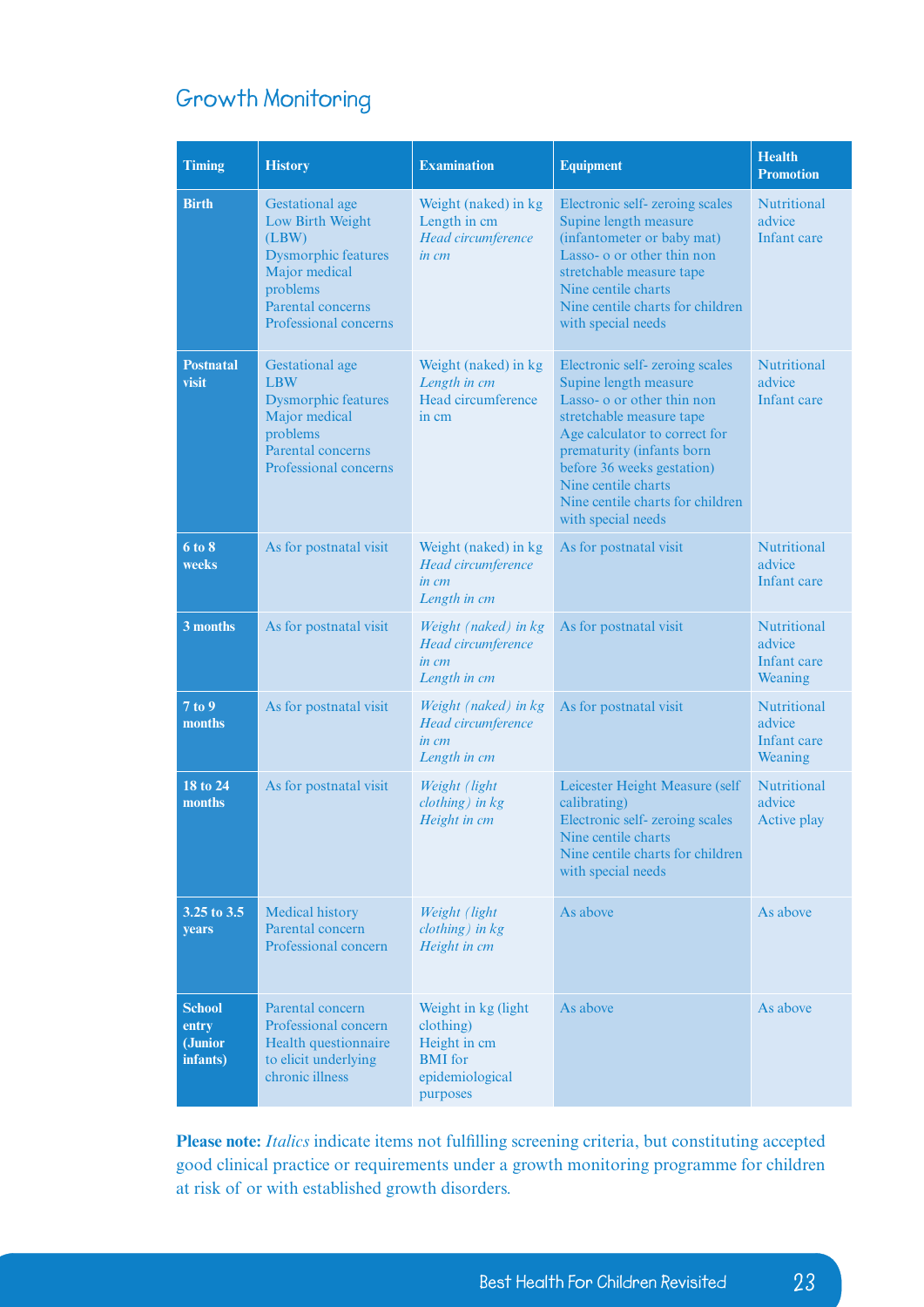## Growth Monitoring

| Timing | History | Examination | Equipment | Health Promotion |
|---|---|---|---|---|
| **Birth** | Gestational age<br>Low Birth Weight (LBW)<br>Dysmorphic features<br>Major medical problems<br>Parental concerns<br>Professional concerns | Weight (naked) in kg<br>Length in cm<br>*Head circumference in cm* | Electronic self- zeroing scales<br>Supine length measure (infantometer or baby mat)<br>Lasso- o or other thin non stretchable measure tape<br>Nine centile charts<br>Nine centile charts for children with special needs | Nutritional advice<br>Infant care |
| **Postnatal visit** | Gestational age<br>LBW<br>Dysmorphic features<br>Major medical problems<br>Parental concerns<br>Professional concerns | Weight (naked) in kg<br>*Length in cm*<br>Head circumference in cm | Electronic self- zeroing scales<br>Supine length measure<br>Lasso- o or other thin non stretchable measure tape<br>Age calculator to correct for prematurity (infants born before 36 weeks gestation)<br>Nine centile charts<br>Nine centile charts for children with special needs | Nutritional advice<br>Infant care |
| **6 to 8 weeks** | As for postnatal visit | Weight (naked) in kg<br>*Head circumference in cm*<br>*Length in cm* | As for postnatal visit | Nutritional advice<br>Infant care |
| **3 months** | As for postnatal visit | *Weight (naked) in kg*<br>*Head circumference in cm*<br>*Length in cm* | As for postnatal visit | Nutritional advice<br>Infant care<br>Weaning |
| **7 to 9 months** | As for postnatal visit | *Weight (naked) in kg*<br>*Head circumference in cm*<br>*Length in cm* | As for postnatal visit | Nutritional advice<br>Infant care<br>Weaning |
| **18 to 24 months** | As for postnatal visit | *Weight (light clothing) in kg*<br>*Height in cm* | Leicester Height Measure (self calibrating)<br>Electronic self- zeroing scales<br>Nine centile charts<br>Nine centile charts for children with special needs | Nutritional advice<br>Active play |
| **3.25 to 3.5 years** | Medical history<br>Parental concern<br>Professional concern | *Weight (light clothing) in kg*<br>*Height in cm* | As above | As above |
| **School entry (Junior infants)** | Parental concern<br>Professional concern<br>Health questionnaire to elicit underlying chronic illness | Weight in kg (light clothing)<br>Height in cm<br>BMI for epidemiological purposes | As above | As above |

**Please note:** *Italics* indicate items not fulfilling screening criteria, but constituting accepted good clinical practice or requirements under a growth monitoring programme for children at risk of or with established growth disorders.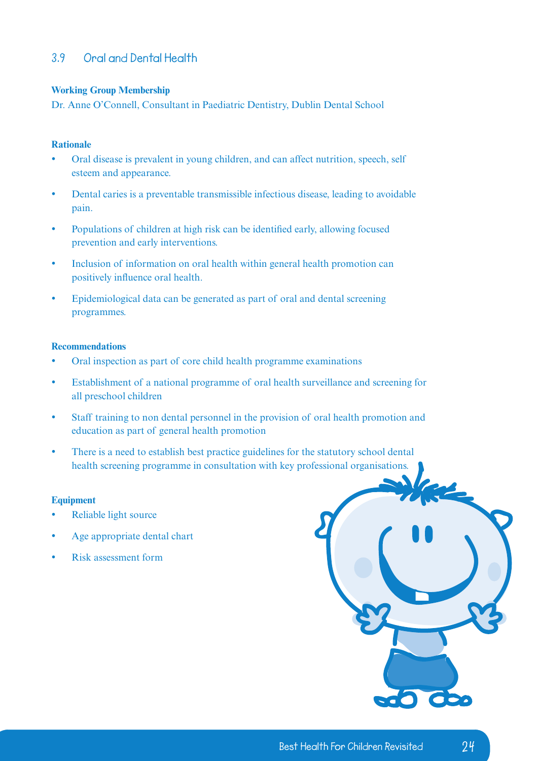## 3.9 Oral and Dental Health

**Working Group Membership**

Dr. Anne O'Connell, Consultant in Paediatric Dentistry, Dublin Dental School

**Rationale**

- Oral disease is prevalent in young children, and can affect nutrition, speech, self esteem and appearance.
- Dental caries is a preventable transmissible infectious disease, leading to avoidable pain.
- Populations of children at high risk can be identified early, allowing focused prevention and early interventions.
- Inclusion of information on oral health within general health promotion can positively influence oral health.
- Epidemiological data can be generated as part of oral and dental screening programmes.

**Recommendations**

- Oral inspection as part of core child health programme examinations
- Establishment of a national programme of oral health surveillance and screening for all preschool children
- Staff training to non dental personnel in the provision of oral health promotion and education as part of general health promotion
- There is a need to establish best practice guidelines for the statutory school dental health screening programme in consultation with key professional organisations.

**Equipment**

- Reliable light source
- Age appropriate dental chart
- Risk assessment form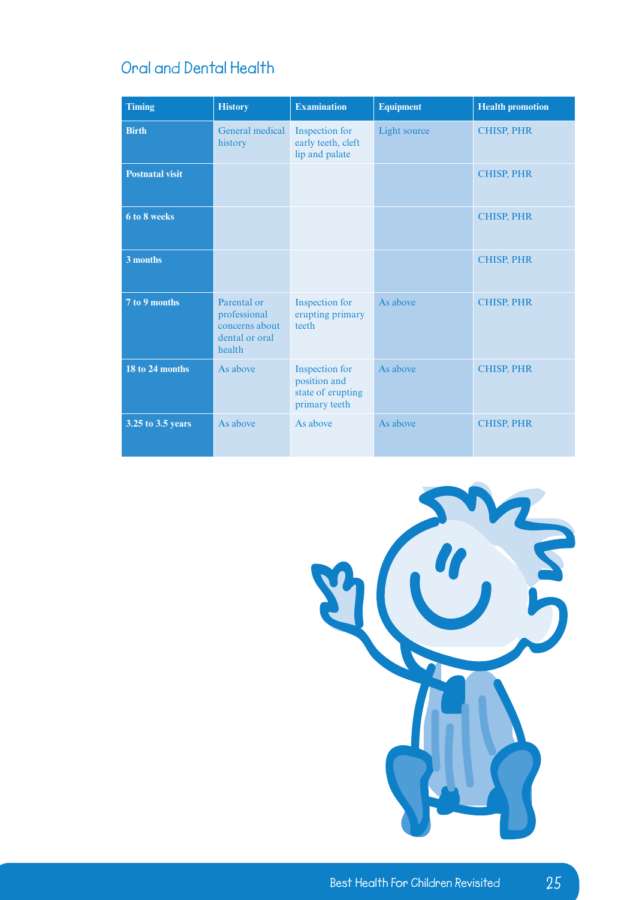## Oral and Dental Health

| Timing | History | Examination | Equipment | Health promotion |
|---|---|---|---|---|
| **Birth** | General medical history | Inspection for early teeth, cleft lip and palate | Light source | CHISP, PHR |
| **Postnatal visit** | | | | CHISP, PHR |
| **6 to 8 weeks** | | | | CHISP, PHR |
| **3 months** | | | | CHISP, PHR |
| **7 to 9 months** | Parental or professional concerns about dental or oral health | Inspection for erupting primary teeth | As above | CHISP, PHR |
| **18 to 24 months** | As above | Inspection for position and state of erupting primary teeth | As above | CHISP, PHR |
| **3.25 to 3.5 years** | As above | As above | As above | CHISP, PHR |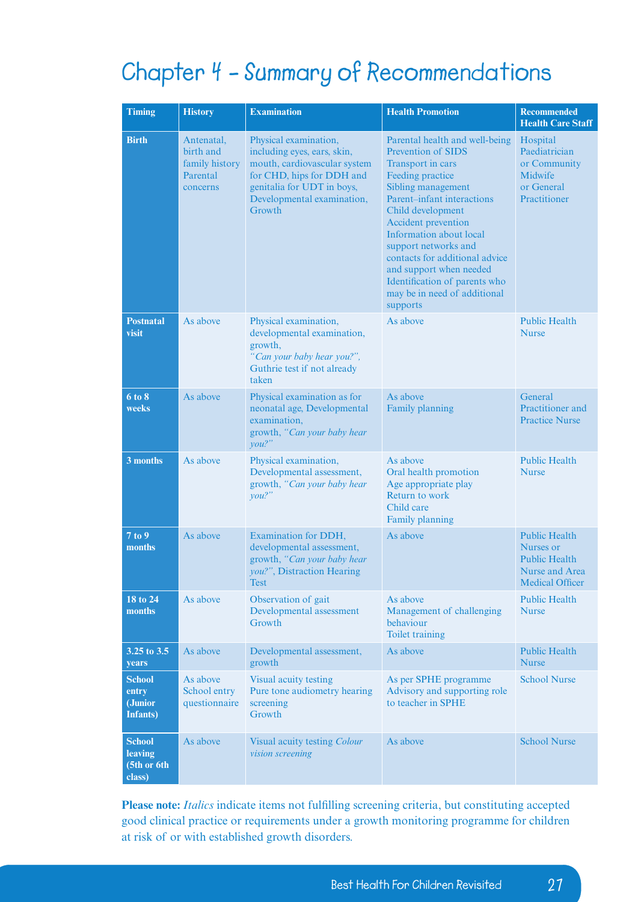# Chapter 4 - Summary of Recommendations

| Timing | History | Examination | Health Promotion | Recommended Health Care Staff |
|---|---|---|---|---|
| **Birth** | Antenatal, birth and family history<br>Parental concerns | Physical examination, including eyes, ears, skin, mouth, cardiovascular system for CHD, hips for DDH and genitalia for UDT in boys, Developmental examination, Growth | Parental health and well-being<br>Prevention of SIDS<br>Transport in cars<br>Feeding practice<br>Sibling management<br>Parent–infant interactions<br>Child development<br>Accident prevention<br>Information about local support networks and contacts for additional advice and support when needed<br>Identification of parents who may be in need of additional supports | Hospital Paediatrician or Community Midwife or General Practitioner |
| **Postnatal visit** | As above | Physical examination, developmental examination, growth, *"Can your baby hear you?"*, Guthrie test if not already taken | As above | Public Health Nurse |
| **6 to 8 weeks** | As above | Physical examination as for neonatal age, Developmental examination, growth, *"Can your baby hear you?"* | As above<br>Family planning | General Practitioner and Practice Nurse |
| **3 months** | As above | Physical examination, Developmental assessment, growth, *"Can your baby hear you?"* | As above<br>Oral health promotion<br>Age appropriate play<br>Return to work<br>Child care<br>Family planning | Public Health Nurse |
| **7 to 9 months** | As above | Examination for DDH, developmental assessment, growth, *"Can your baby hear you?"*, Distraction Hearing Test | As above | Public Health Nurses or Public Health Nurse and Area Medical Officer |
| **18 to 24 months** | As above | Observation of gait<br>Developmental assessment<br>Growth | As above<br>Management of challenging behaviour<br>Toilet training | Public Health Nurse |
| **3.25 to 3.5 years** | As above | Developmental assessment, growth | As above | Public Health Nurse |
| **School entry (Junior Infants)** | As above<br>School entry questionnaire | Visual acuity testing<br>Pure tone audiometry hearing screening<br>Growth | As per SPHE programme<br>Advisory and supporting role to teacher in SPHE | School Nurse |
| **School leaving (5th or 6th class)** | As above | Visual acuity testing *Colour vision screening* | As above | School Nurse |

**Please note:** *Italics* indicate items not fulfilling screening criteria, but constituting accepted good clinical practice or requirements under a growth monitoring programme for children at risk of or with established growth disorders.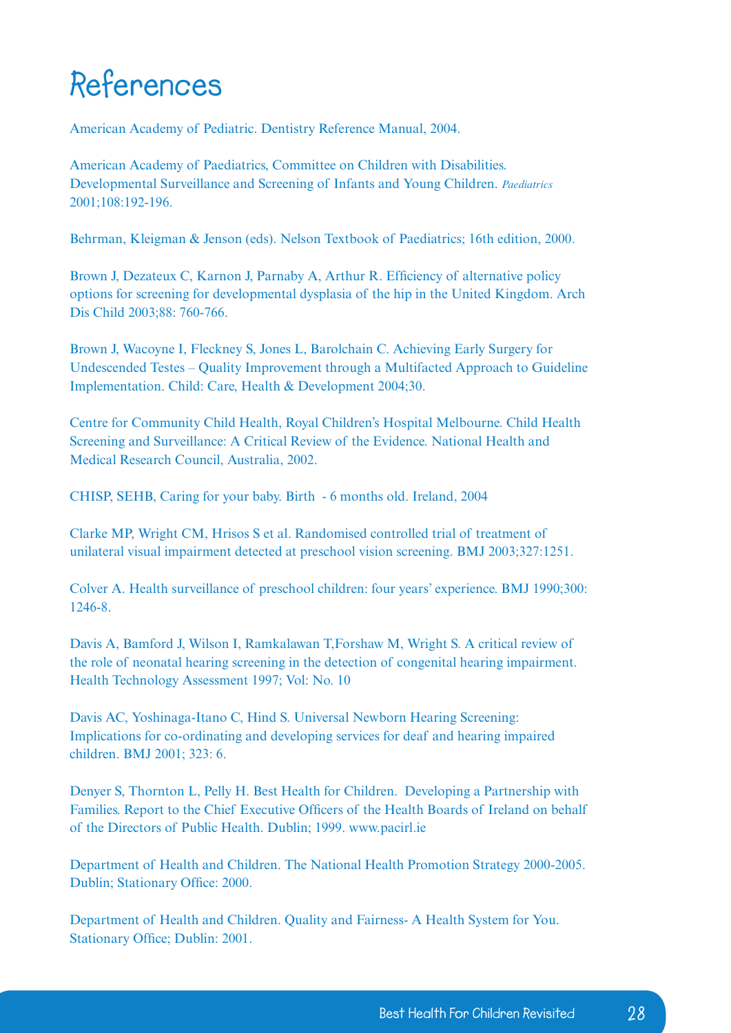# References

American Academy of Pediatric. Dentistry Reference Manual, 2004.

American Academy of Paediatrics, Committee on Children with Disabilities. Developmental Surveillance and Screening of Infants and Young Children. *Paediatrics* 2001;108:192-196.

Behrman, Kleigman & Jenson (eds). Nelson Textbook of Paediatrics; 16th edition, 2000.

Brown J, Dezateux C, Karnon J, Parnaby A, Arthur R. Efficiency of alternative policy options for screening for developmental dysplasia of the hip in the United Kingdom. Arch Dis Child 2003;88: 760-766.

Brown J, Wacoyne I, Fleckney S, Jones L, Barolchain C. Achieving Early Surgery for Undescended Testes – Quality Improvement through a Multifacted Approach to Guideline Implementation. Child: Care, Health & Development 2004;30.

Centre for Community Child Health, Royal Children's Hospital Melbourne. Child Health Screening and Surveillance: A Critical Review of the Evidence. National Health and Medical Research Council, Australia, 2002.

CHISP, SEHB, Caring for your baby. Birth - 6 months old. Ireland, 2004

Clarke MP, Wright CM, Hrisos S et al. Randomised controlled trial of treatment of unilateral visual impairment detected at preschool vision screening. BMJ 2003;327:1251.

Colver A. Health surveillance of preschool children: four years' experience. BMJ 1990;300: 1246-8.

Davis A, Bamford J, Wilson I, Ramkalawan T,Forshaw M, Wright S. A critical review of the role of neonatal hearing screening in the detection of congenital hearing impairment. Health Technology Assessment 1997; Vol: No. 10

Davis AC, Yoshinaga-Itano C, Hind S. Universal Newborn Hearing Screening: Implications for co-ordinating and developing services for deaf and hearing impaired children. BMJ 2001; 323: 6.

Denyer S, Thornton L, Pelly H. Best Health for Children. Developing a Partnership with Families. Report to the Chief Executive Officers of the Health Boards of Ireland on behalf of the Directors of Public Health. Dublin; 1999. www.pacirl.ie

Department of Health and Children. The National Health Promotion Strategy 2000-2005. Dublin; Stationary Office: 2000.

Department of Health and Children. Quality and Fairness- A Health System for You. Stationary Office; Dublin: 2001.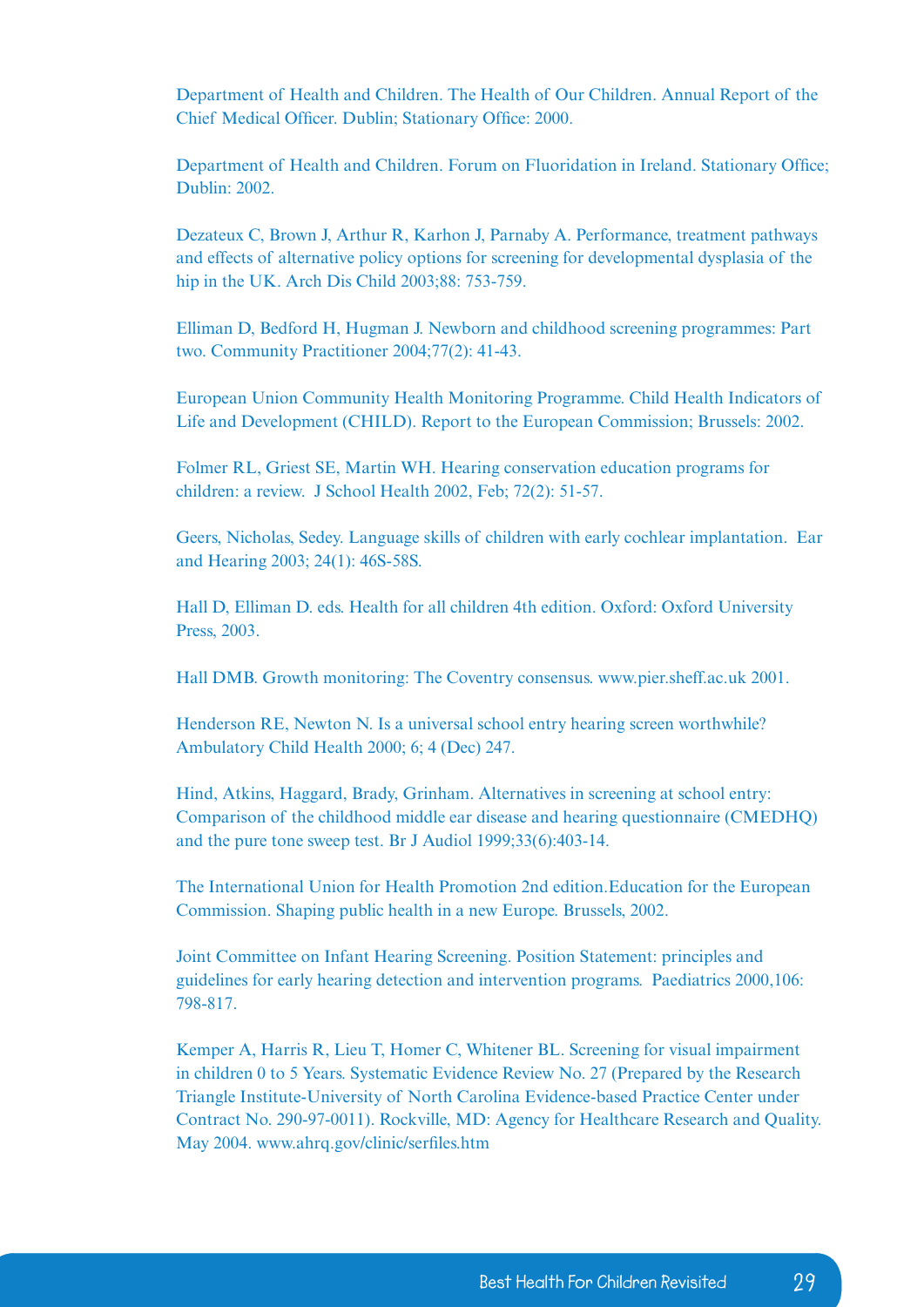Department of Health and Children. The Health of Our Children. Annual Report of the Chief Medical Officer. Dublin; Stationary Office: 2000.

Department of Health and Children. Forum on Fluoridation in Ireland. Stationary Office; Dublin: 2002.

Dezateux C, Brown J, Arthur R, Karhon J, Parnaby A. Performance, treatment pathways and effects of alternative policy options for screening for developmental dysplasia of the hip in the UK. Arch Dis Child 2003;88: 753-759.

Elliman D, Bedford H, Hugman J. Newborn and childhood screening programmes: Part two. Community Practitioner 2004;77(2): 41-43.

European Union Community Health Monitoring Programme. Child Health Indicators of Life and Development (CHILD). Report to the European Commission; Brussels: 2002.

Folmer RL, Griest SE, Martin WH. Hearing conservation education programs for children: a review. J School Health 2002, Feb; 72(2): 51-57.

Geers, Nicholas, Sedey. Language skills of children with early cochlear implantation. Ear and Hearing 2003; 24(1): 46S-58S.

Hall D, Elliman D. eds. Health for all children 4th edition. Oxford: Oxford University Press, 2003.

Hall DMB. Growth monitoring: The Coventry consensus. www.pier.sheff.ac.uk 2001.

Henderson RE, Newton N. Is a universal school entry hearing screen worthwhile? Ambulatory Child Health 2000; 6; 4 (Dec) 247.

Hind, Atkins, Haggard, Brady, Grinham. Alternatives in screening at school entry: Comparison of the childhood middle ear disease and hearing questionnaire (CMEDHQ) and the pure tone sweep test. Br J Audiol 1999;33(6):403-14.

The International Union for Health Promotion 2nd edition.Education for the European Commission. Shaping public health in a new Europe. Brussels, 2002.

Joint Committee on Infant Hearing Screening. Position Statement: principles and guidelines for early hearing detection and intervention programs. Paediatrics 2000,106: 798-817.

Kemper A, Harris R, Lieu T, Homer C, Whitener BL. Screening for visual impairment in children 0 to 5 Years. Systematic Evidence Review No. 27 (Prepared by the Research Triangle Institute-University of North Carolina Evidence-based Practice Center under Contract No. 290-97-0011). Rockville, MD: Agency for Healthcare Research and Quality. May 2004. www.ahrq.gov/clinic/serfiles.htm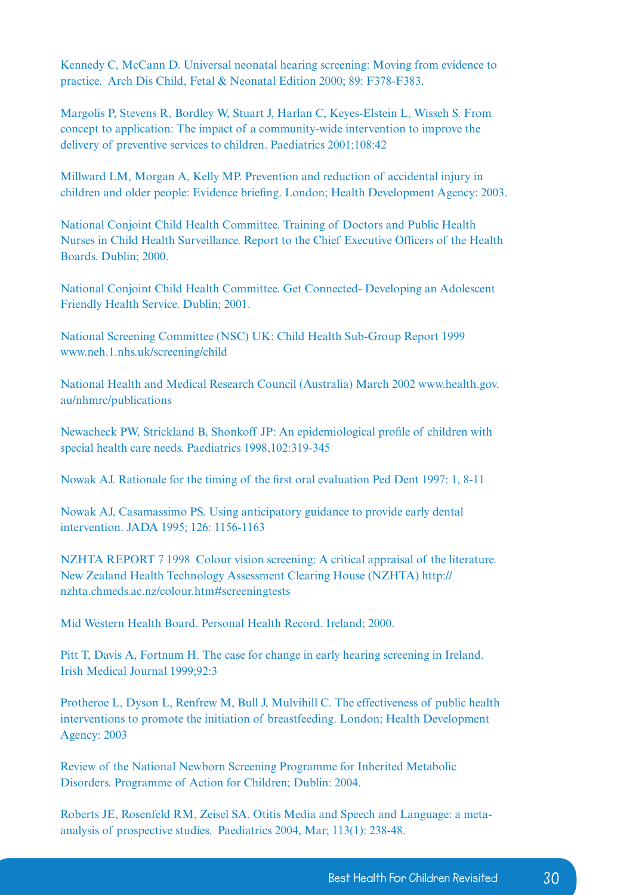Kennedy C, McCann D. Universal neonatal hearing screening: Moving from evidence to practice. Arch Dis Child, Fetal & Neonatal Edition 2000; 89: F378-F383.

Margolis P, Stevens R, Bordley W, Stuart J, Harlan C, Keyes-Elstein L, Wisseh S. From concept to application: The impact of a community-wide intervention to improve the delivery of preventive services to children. Paediatrics 2001;108:42

Millward LM, Morgan A, Kelly MP. Prevention and reduction of accidental injury in children and older people: Evidence briefing. London; Health Development Agency: 2003.

National Conjoint Child Health Committee. Training of Doctors and Public Health Nurses in Child Health Surveillance. Report to the Chief Executive Officers of the Health Boards. Dublin; 2000.

National Conjoint Child Health Committee. Get Connected- Developing an Adolescent Friendly Health Service. Dublin; 2001.

National Screening Committee (NSC) UK: Child Health Sub-Group Report 1999 www.neh.1.nhs.uk/screening/child

National Health and Medical Research Council (Australia) March 2002 www.health.gov.au/nhmrc/publications

Newacheck PW, Strickland B, Shonkoff JP: An epidemiological profile of children with special health care needs. Paediatrics 1998,102:319-345

Nowak AJ. Rationale for the timing of the first oral evaluation Ped Dent 1997: 1, 8-11

Nowak AJ, Casamassimo PS. Using anticipatory guidance to provide early dental intervention. JADA 1995; 126: 1156-1163

NZHTA REPORT 7 1998 Colour vision screening: A critical appraisal of the literature. New Zealand Health Technology Assessment Clearing House (NZHTA) http://nzhta.chmeds.ac.nz/colour.htm#screeningtests

Mid Western Health Board. Personal Health Record. Ireland; 2000.

Pitt T, Davis A, Fortnum H. The case for change in early hearing screening in Ireland. Irish Medical Journal 1999;92:3

Protheroe L, Dyson L, Renfrew M, Bull J, Mulvihill C. The effectiveness of public health interventions to promote the initiation of breastfeeding. London; Health Development Agency: 2003

Review of the National Newborn Screening Programme for Inherited Metabolic Disorders. Programme of Action for Children; Dublin: 2004.

Roberts JE, Rosenfeld RM, Zeisel SA. Otitis Media and Speech and Language: a meta-analysis of prospective studies. Paediatrics 2004, Mar; 113(1): 238-48.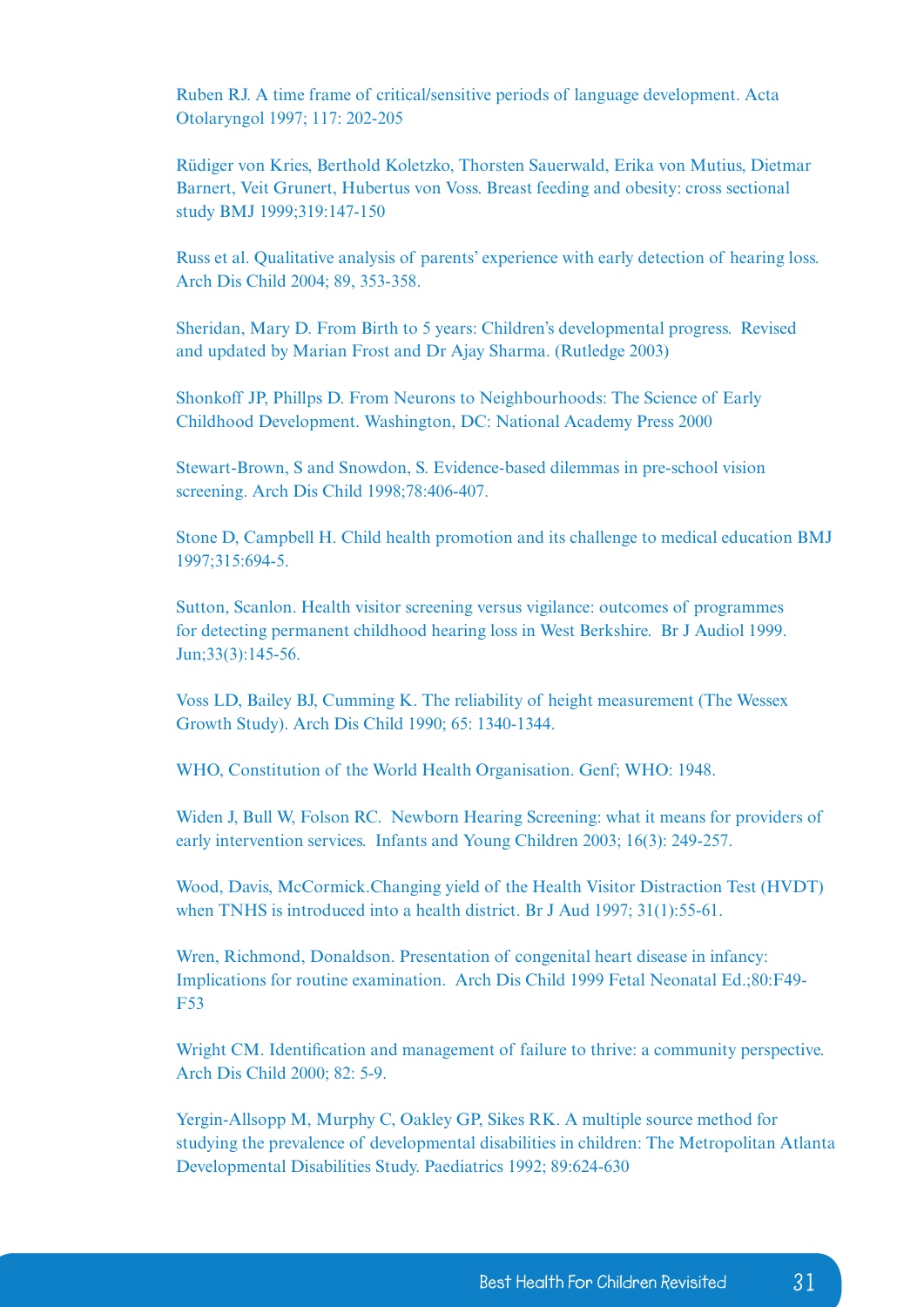Ruben RJ. A time frame of critical/sensitive periods of language development. Acta Otolaryngol 1997; 117: 202-205

Rüdiger von Kries, Berthold Koletzko, Thorsten Sauerwald, Erika von Mutius, Dietmar Barnert, Veit Grunert, Hubertus von Voss. Breast feeding and obesity: cross sectional study BMJ 1999;319:147-150

Russ et al. Qualitative analysis of parents' experience with early detection of hearing loss. Arch Dis Child 2004; 89, 353-358.

Sheridan, Mary D. From Birth to 5 years: Children's developmental progress. Revised and updated by Marian Frost and Dr Ajay Sharma. (Rutledge 2003)

Shonkoff JP, Phillps D. From Neurons to Neighbourhoods: The Science of Early Childhood Development. Washington, DC: National Academy Press 2000

Stewart-Brown, S and Snowdon, S. Evidence-based dilemmas in pre-school vision screening. Arch Dis Child 1998;78:406-407.

Stone D, Campbell H. Child health promotion and its challenge to medical education BMJ 1997;315:694-5.

Sutton, Scanlon. Health visitor screening versus vigilance: outcomes of programmes for detecting permanent childhood hearing loss in West Berkshire. Br J Audiol 1999. Jun;33(3):145-56.

Voss LD, Bailey BJ, Cumming K. The reliability of height measurement (The Wessex Growth Study). Arch Dis Child 1990; 65: 1340-1344.

WHO, Constitution of the World Health Organisation. Genf; WHO: 1948.

Widen J, Bull W, Folson RC. Newborn Hearing Screening: what it means for providers of early intervention services. Infants and Young Children 2003; 16(3): 249-257.

Wood, Davis, McCormick.Changing yield of the Health Visitor Distraction Test (HVDT) when TNHS is introduced into a health district. Br J Aud 1997; 31(1):55-61.

Wren, Richmond, Donaldson. Presentation of congenital heart disease in infancy: Implications for routine examination. Arch Dis Child 1999 Fetal Neonatal Ed.;80:F49-F53

Wright CM. Identification and management of failure to thrive: a community perspective. Arch Dis Child 2000; 82: 5-9.

Yergin-Allsopp M, Murphy C, Oakley GP, Sikes RK. A multiple source method for studying the prevalence of developmental disabilities in children: The Metropolitan Atlanta Developmental Disabilities Study. Paediatrics 1992; 89:624-630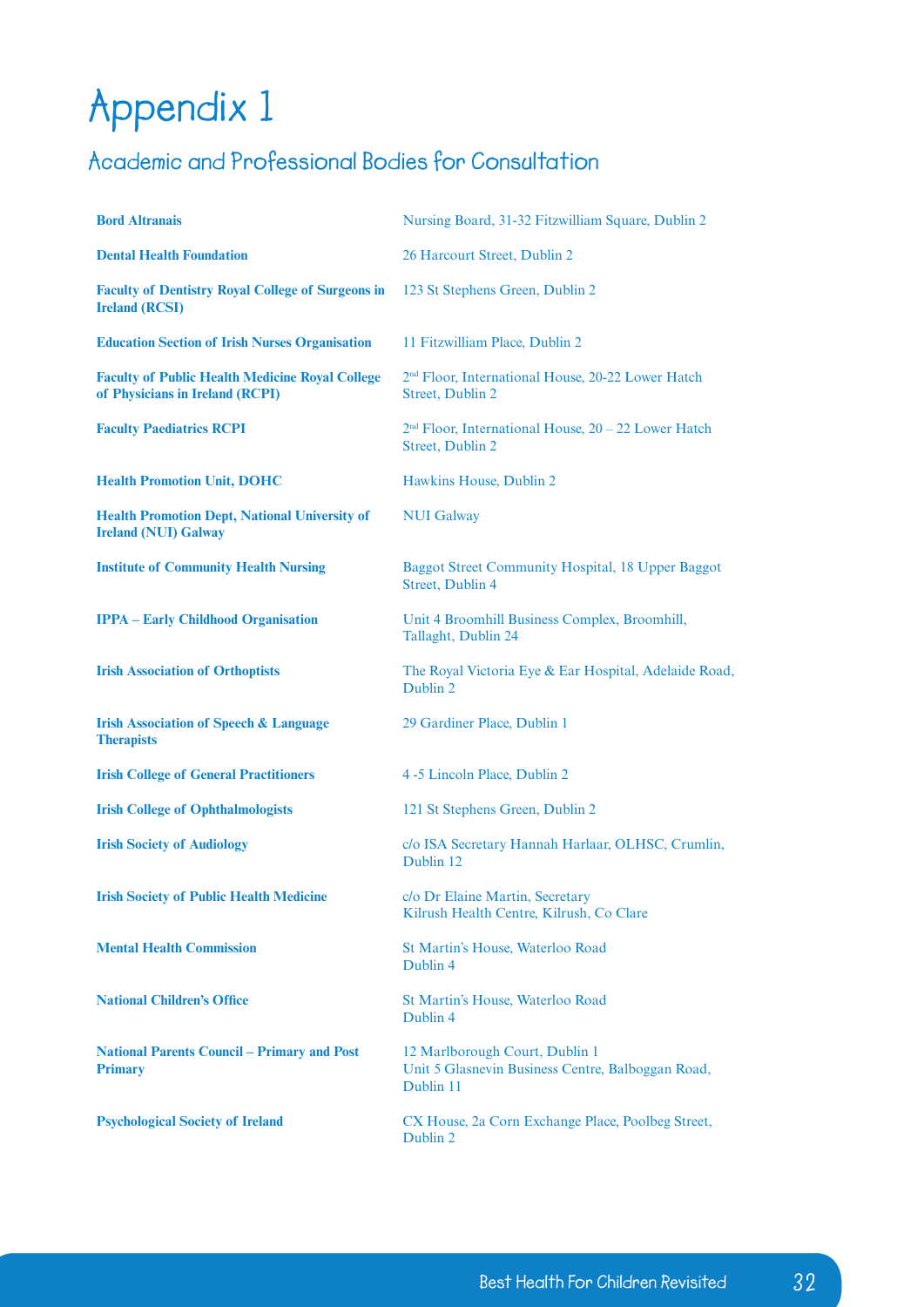# Appendix 1

## Academic and Professional Bodies for Consultation

| | |
|---|---|
| **Bord Altranais** | Nursing Board, 31-32 Fitzwilliam Square, Dublin 2 |
| **Dental Health Foundation** | 26 Harcourt Street, Dublin 2 |
| **Faculty of Dentistry Royal College of Surgeons in Ireland (RCSI)** | 123 St Stephens Green, Dublin 2 |
| **Education Section of Irish Nurses Organisation** | 11 Fitzwilliam Place, Dublin 2 |
| **Faculty of Public Health Medicine Royal College of Physicians in Ireland (RCPI)** | 2nd Floor, International House, 20-22 Lower Hatch Street, Dublin 2 |
| **Faculty Paediatrics RCPI** | 2nd Floor, International House, 20 – 22 Lower Hatch Street, Dublin 2 |
| **Health Promotion Unit, DOHC** | Hawkins House, Dublin 2 |
| **Health Promotion Dept, National University of Ireland (NUI) Galway** | NUI Galway |
| **Institute of Community Health Nursing** | Baggot Street Community Hospital, 18 Upper Baggot Street, Dublin 4 |
| **IPPA – Early Childhood Organisation** | Unit 4 Broomhill Business Complex, Broomhill, Tallaght, Dublin 24 |
| **Irish Association of Orthoptists** | The Royal Victoria Eye & Ear Hospital, Adelaide Road, Dublin 2 |
| **Irish Association of Speech & Language Therapists** | 29 Gardiner Place, Dublin 1 |
| **Irish College of General Practitioners** | 4 -5 Lincoln Place, Dublin 2 |
| **Irish College of Ophthalmologists** | 121 St Stephens Green, Dublin 2 |
| **Irish Society of Audiology** | c/o ISA Secretary Hannah Harlaar, OLHSC, Crumlin, Dublin 12 |
| **Irish Society of Public Health Medicine** | c/o Dr Elaine Martin, Secretary Kilrush Health Centre, Kilrush, Co Clare |
| **Mental Health Commission** | St Martin's House, Waterloo Road Dublin 4 |
| **National Children's Office** | St Martin's House, Waterloo Road Dublin 4 |
| **National Parents Council – Primary and Post Primary** | 12 Marlborough Court, Dublin 1<br>Unit 5 Glasnevin Business Centre, Balboggan Road, Dublin 11 |
| **Psychological Society of Ireland** | CX House, 2a Corn Exchange Place, Poolbeg Street, Dublin 2 |